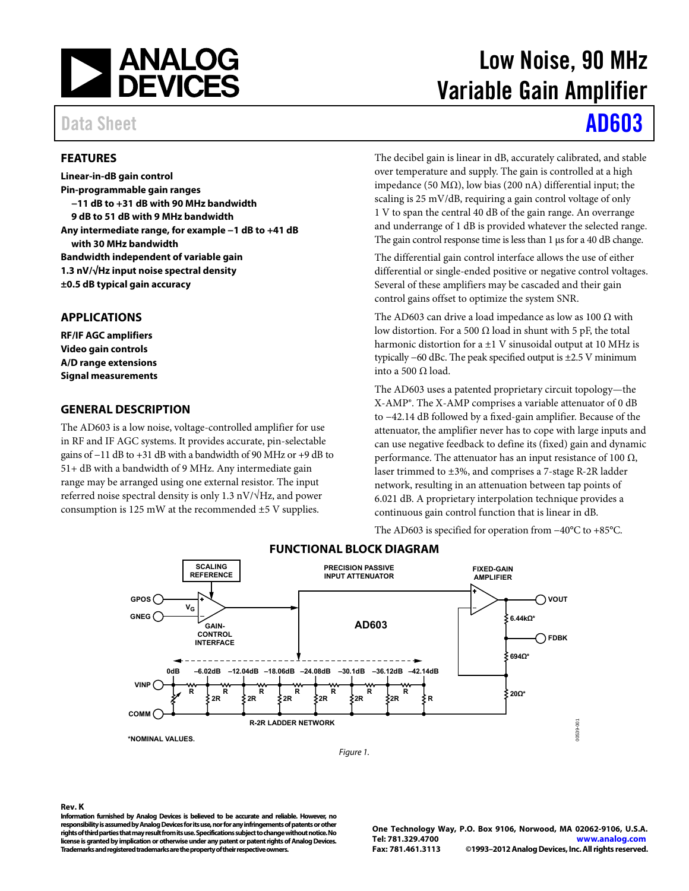# Low Noise, 90 MHz Variable Gain Amplifier

Data Sheet **AD603**

## FEATURES

**Linear-in-dB gain control**
**Pin-programmable gain ranges**
- **−11 dB to +31 dB with 90 MHz bandwidth**
- **9 dB to 51 dB with 9 MHz bandwidth**

**Any intermediate range, for example −1 dB to +41 dB with 30 MHz bandwidth**
**Bandwidth independent of variable gain**
**1.3 nV/√Hz input noise spectral density**
**±0.5 dB typical gain accuracy**

## APPLICATIONS

**RF/IF AGC amplifiers**
**Video gain controls**
**A/D range extensions**
**Signal measurements**

## GENERAL DESCRIPTION

The AD603 is a low noise, voltage-controlled amplifier for use in RF and IF AGC systems. It provides accurate, pin-selectable gains of −11 dB to +31 dB with a bandwidth of 90 MHz or +9 dB to 51+ dB with a bandwidth of 9 MHz. Any intermediate gain range may be arranged using one external resistor. The input referred noise spectral density is only 1.3 nV/√Hz, and power consumption is 125 mW at the recommended ±5 V supplies.

The decibel gain is linear in dB, accurately calibrated, and stable over temperature and supply. The gain is controlled at a high impedance (50 MΩ), low bias (200 nA) differential input; the scaling is 25 mV/dB, requiring a gain control voltage of only 1 V to span the central 40 dB of the gain range. An overrange and underrange of 1 dB is provided whatever the selected range. The gain control response time is less than 1 μs for a 40 dB change.

The differential gain control interface allows the use of either differential or single-ended positive or negative control voltages. Several of these amplifiers may be cascaded and their gain control gains offset to optimize the system SNR.

The AD603 can drive a load impedance as low as 100 Ω with low distortion. For a 500 Ω load in shunt with 5 pF, the total harmonic distortion for a ±1 V sinusoidal output at 10 MHz is typically −60 dBc. The peak specified output is ±2.5 V minimum into a 500 Ω load.

The AD603 uses a patented proprietary circuit topology—the X-AMP®. The X-AMP comprises a variable attenuator of 0 dB to −42.14 dB followed by a fixed-gain amplifier. Because of the attenuator, the amplifier never has to cope with large inputs and can use negative feedback to define its (fixed) gain and dynamic performance. The attenuator has an input resistance of 100 Ω, laser trimmed to ±3%, and comprises a 7-stage R-2R ladder network, resulting in an attenuation between tap points of 6.021 dB. A proprietary interpolation technique provides a continuous gain control function that is linear in dB.

The AD603 is specified for operation from −40°C to +85°C.

## FUNCTIONAL BLOCK DIAGRAM

SCALING REFERENCE; PRECISION PASSIVE INPUT ATTENUATOR; FIXED-GAIN AMPLIFIER; GPOS; GNEG; $V_G$; GAIN-CONTROL INTERFACE; AD603; VOUT; 6.44kΩ*; FDBK; 694Ω*; 20Ω*; 0dB, −6.02dB, −12.04dB, −18.06dB, −24.08dB, −30.1dB, −36.12dB, −42.14dB; VINP; COMM; R; 2R; R-2R LADDER NETWORK

*NOMINAL VALUES.

*Figure 1.*

Rev. K
Information furnished by Analog Devices is believed to be accurate and reliable. However, no responsibility is assumed by Analog Devices for its use, nor for any infringements of patents or other rights of third parties that may result from its use. Specifications subject to change without notice. No license is granted by implication or otherwise under any patent or patent rights of Analog Devices. Trademarks and registered trademarks are the property of their respective owners.

One Technology Way, P.O. Box 9106, Norwood, MA 02062-9106, U.S.A.
Tel: 781.329.4700 www.analog.com
Fax: 781.461.3113 ©1993–2012 Analog Devices, Inc. All rights reserved.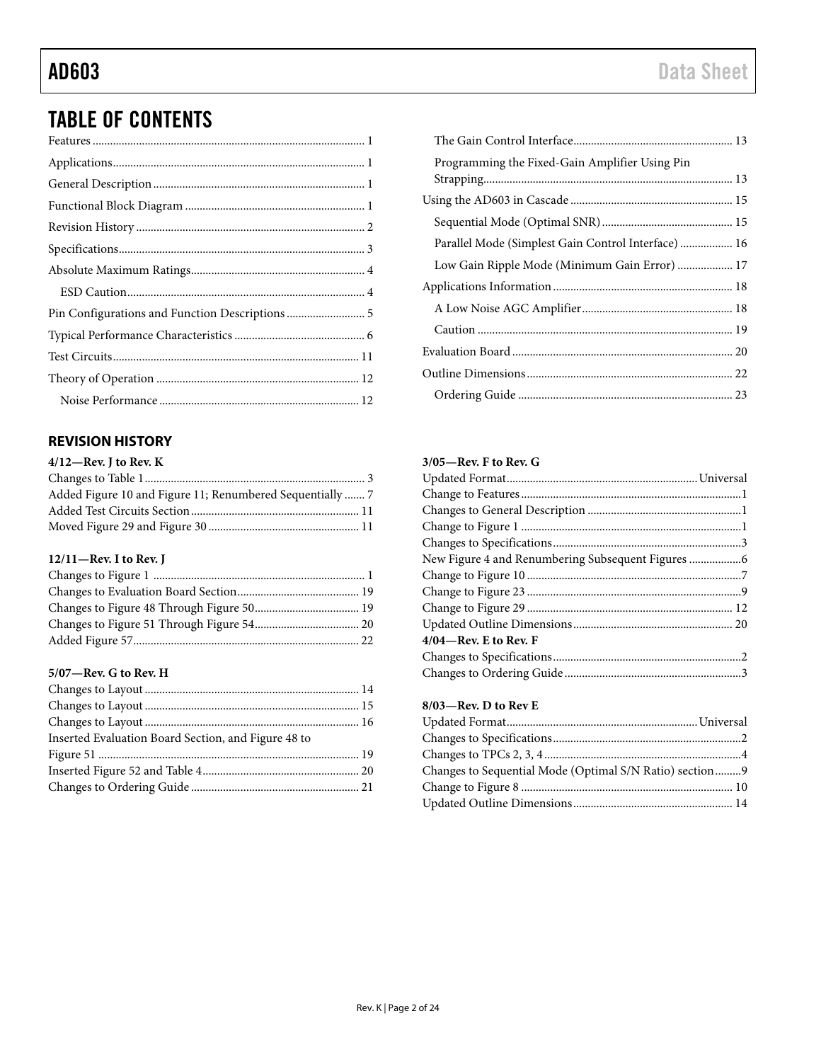## TABLE OF CONTENTS

Features ... 1
Applications ... 1
General Description ... 1
Functional Block Diagram ... 1
Revision History ... 2
Specifications ... 3
Absolute Maximum Ratings ... 4
  ESD Caution ... 4
Pin Configurations and Function Descriptions ... 5
Typical Performance Characteristics ... 6
Test Circuits ... 11
Theory of Operation ... 12
  Noise Performance ... 12
  The Gain Control Interface ... 13
  Programming the Fixed-Gain Amplifier Using Pin Strapping ... 13
Using the AD603 in Cascade ... 15
  Sequential Mode (Optimal SNR) ... 15
  Parallel Mode (Simplest Gain Control Interface) ... 16
  Low Gain Ripple Mode (Minimum Gain Error) ... 17
Applications Information ... 18
  A Low Noise AGC Amplifier ... 18
  Caution ... 19
Evaluation Board ... 20
Outline Dimensions ... 22
  Ordering Guide ... 23

### REVISION HISTORY

**4/12—Rev. J to Rev. K**

Changes to Table 1 ... 3
Added Figure 10 and Figure 11; Renumbered Sequentially ... 7
Added Test Circuits Section ... 11
Moved Figure 29 and Figure 30 ... 11

**12/11—Rev. I to Rev. J**

Changes to Figure 1 ... 1
Changes to Evaluation Board Section ... 19
Changes to Figure 48 Through Figure 50 ... 19
Changes to Figure 51 Through Figure 54 ... 20
Added Figure 57 ... 22

**5/07—Rev. G to Rev. H**

Changes to Layout ... 14
Changes to Layout ... 15
Changes to Layout ... 16
Inserted Evaluation Board Section, and Figure 48 to Figure 51 ... 19
Inserted Figure 52 and Table 4 ... 20
Changes to Ordering Guide ... 21

**3/05—Rev. F to Rev. G**

Updated Format ... Universal
Change to Features ... 1
Changes to General Description ... 1
Change to Figure 1 ... 1
Changes to Specifications ... 3
New Figure 4 and Renumbering Subsequent Figures ... 6
Change to Figure 10 ... 7
Change to Figure 23 ... 9
Change to Figure 29 ... 12
Updated Outline Dimensions ... 20

**4/04—Rev. E to Rev. F**

Changes to Specifications ... 2
Changes to Ordering Guide ... 3

**8/03—Rev. D to Rev E**

Updated Format ... Universal
Changes to Specifications ... 2
Changes to TPCs 2, 3, 4 ... 4
Changes to Sequential Mode (Optimal S/N Ratio) section ... 9
Change to Figure 8 ... 10
Updated Outline Dimensions ... 14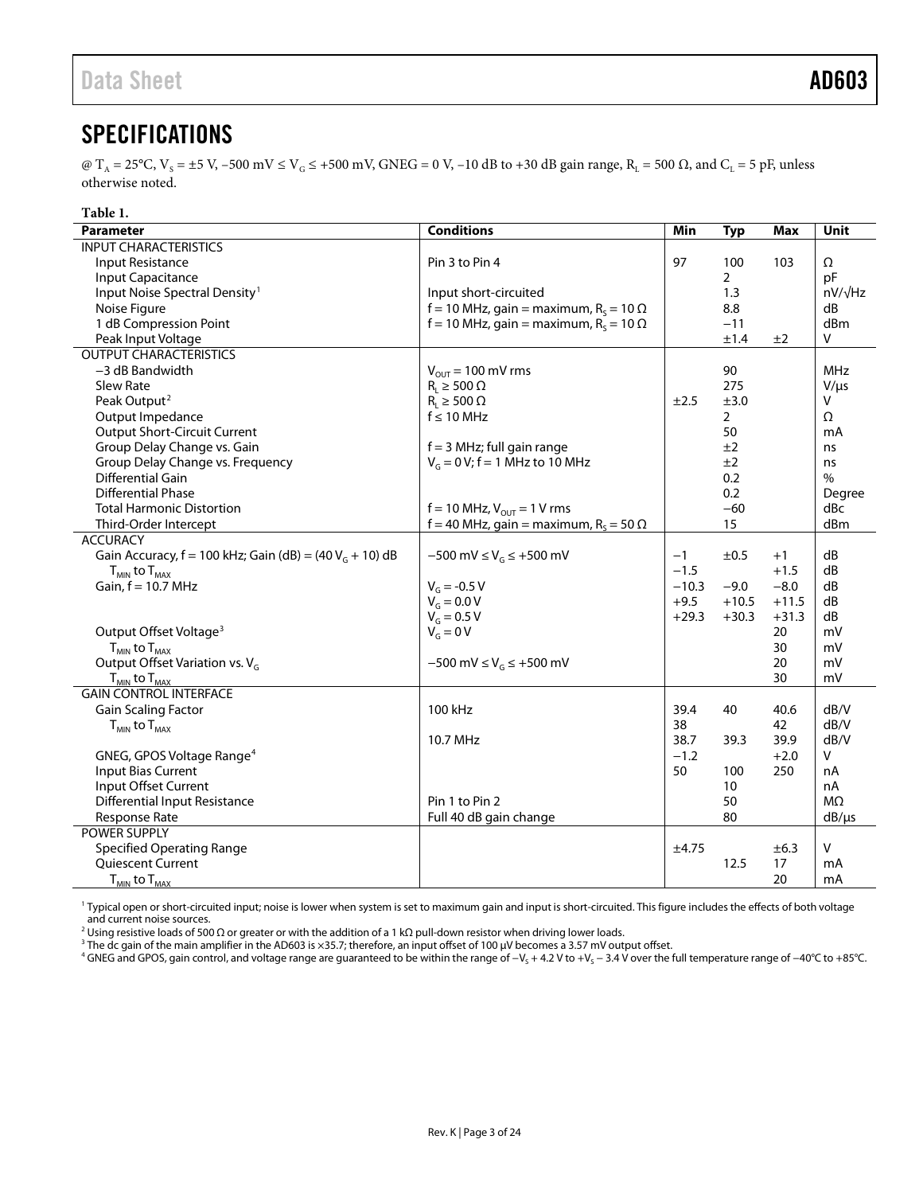## SPECIFICATIONS

@ $T_A$ = 25°C, $V_S$ = ±5 V, −500 mV ≤ $V_G$ ≤ +500 mV, GNEG = 0 V, −10 dB to +30 dB gain range, $R_L$ = 500 Ω, and $C_L$ = 5 pF, unless otherwise noted.

**Table 1.**

| Parameter | Conditions | Min | Typ | Max | Unit |
|---|---|---|---|---|---|
| INPUT CHARACTERISTICS | | | | | |
| Input Resistance | Pin 3 to Pin 4 | 97 | 100 | 103 | Ω |
| Input Capacitance | | | 2 | | pF |
| Input Noise Spectral Density[1] | Input short-circuited | | 1.3 | | nV/√Hz |
| Noise Figure | f = 10 MHz, gain = maximum, $R_S$ = 10 Ω | | 8.8 | | dB |
| 1 dB Compression Point | f = 10 MHz, gain = maximum, $R_S$ = 10 Ω | | −11 | | dBm |
| Peak Input Voltage | | | ±1.4 | ±2 | V |
| OUTPUT CHARACTERISTICS | | | | | |
| −3 dB Bandwidth | $V_{OUT}$ = 100 mV rms | | 90 | | MHz |
| Slew Rate | $R_L$ ≥ 500 Ω | | 275 | | V/µs |
| Peak Output[2] | $R_L$ ≥ 500 Ω | ±2.5 | ±3.0 | | V |
| Output Impedance | f ≤ 10 MHz | | 2 | | Ω |
| Output Short-Circuit Current | | | 50 | | mA |
| Group Delay Change vs. Gain | f = 3 MHz; full gain range | | ±2 | | ns |
| Group Delay Change vs. Frequency | $V_G$ = 0 V; f = 1 MHz to 10 MHz | | ±2 | | ns |
| Differential Gain | | | 0.2 | | % |
| Differential Phase | | | 0.2 | | Degree |
| Total Harmonic Distortion | f = 10 MHz, $V_{OUT}$ = 1 V rms | | −60 | | dBc |
| Third-Order Intercept | f = 40 MHz, gain = maximum, $R_S$ = 50 Ω | | 15 | | dBm |
| ACCURACY | | | | | |
| Gain Accuracy, f = 100 kHz; Gain (dB) = (40 $V_G$ + 10) dB | −500 mV ≤ $V_G$ ≤ +500 mV | −1 | ±0.5 | +1 | dB |
| $T_{MIN}$ to $T_{MAX}$ | | −1.5 | | +1.5 | dB |
| Gain, f = 10.7 MHz | $V_G$ = -0.5 V | −10.3 | −9.0 | −8.0 | dB |
| | $V_G$ = 0.0 V | +9.5 | +10.5 | +11.5 | dB |
| | $V_G$ = 0.5 V | +29.3 | +30.3 | +31.3 | dB |
| Output Offset Voltage[3] | $V_G$ = 0 V | | | 20 | mV |
| $T_{MIN}$ to $T_{MAX}$ | | | | 30 | mV |
| Output Offset Variation vs. $V_G$ | −500 mV ≤ $V_G$ ≤ +500 mV | | | 20 | mV |
| $T_{MIN}$ to $T_{MAX}$ | | | | 30 | mV |
| GAIN CONTROL INTERFACE | | | | | |
| Gain Scaling Factor | 100 kHz | 39.4 | 40 | 40.6 | dB/V |
| $T_{MIN}$ to $T_{MAX}$ | | 38 | | 42 | dB/V |
| | 10.7 MHz | 38.7 | 39.3 | 39.9 | dB/V |
| GNEG, GPOS Voltage Range[4] | | −1.2 | | +2.0 | V |
| Input Bias Current | | 50 | 100 | 250 | nA |
| Input Offset Current | | | 10 | | nA |
| Differential Input Resistance | Pin 1 to Pin 2 | | 50 | | MΩ |
| Response Rate | Full 40 dB gain change | | 80 | | dB/µs |
| POWER SUPPLY | | | | | |
| Specified Operating Range | | ±4.75 | | ±6.3 | V |
| Quiescent Current | | | 12.5 | 17 | mA |
| $T_{MIN}$ to $T_{MAX}$ | | | | 20 | mA |

[1] Typical open or short-circuited input; noise is lower when system is set to maximum gain and input is short-circuited. This figure includes the effects of both voltage and current noise sources.

[2] Using resistive loads of 500 Ω or greater or with the addition of a 1 kΩ pull-down resistor when driving lower loads.

[3] The dc gain of the main amplifier in the AD603 is ×35.7; therefore, an input offset of 100 µV becomes a 3.57 mV output offset.

[4] GNEG and GPOS, gain control, and voltage range are guaranteed to be within the range of $-V_S$ + 4.2 V to $+V_S$ − 3.4 V over the full temperature range of −40°C to +85°C.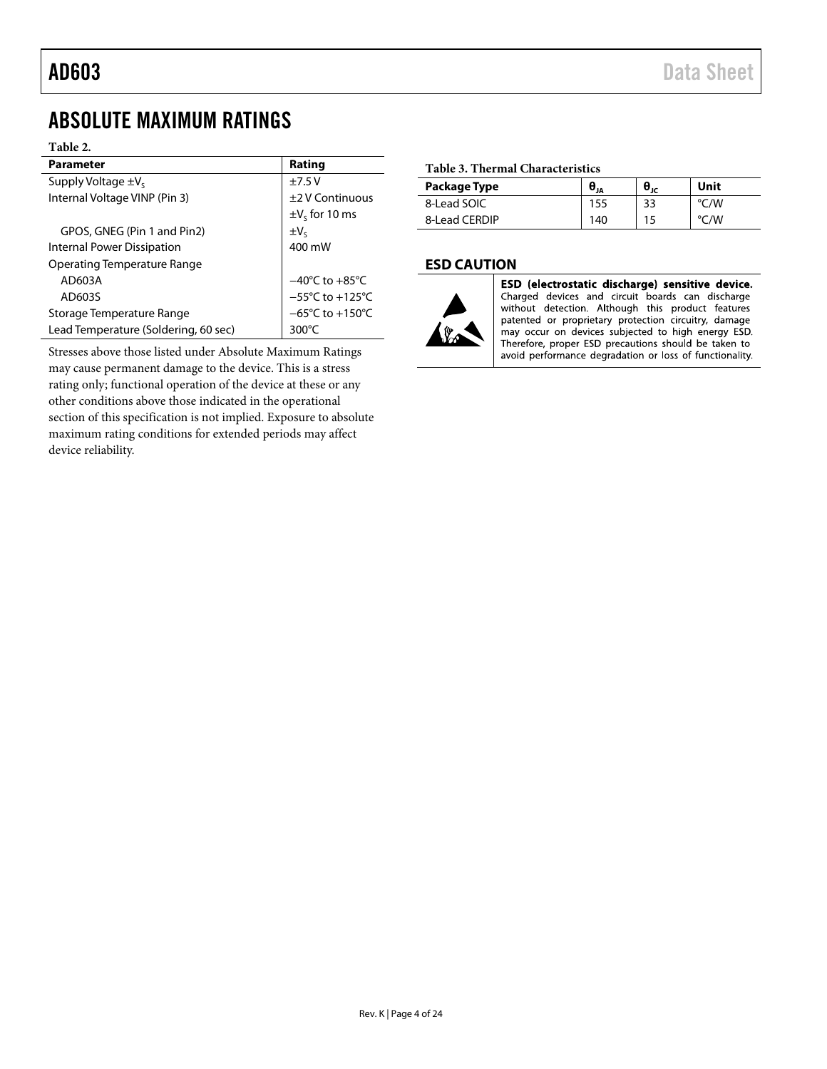# ABSOLUTE MAXIMUM RATINGS

**Table 2.**

| Parameter | Rating |
|---|---|
| Supply Voltage $\pm V_S$ | ±7.5 V |
| Internal Voltage VINP (Pin 3) | ±2 V Continuous |
| | $\pm V_S$ for 10 ms |
| GPOS, GNEG (Pin 1 and Pin2) | $\pm V_S$ |
| Internal Power Dissipation | 400 mW |
| Operating Temperature Range | |
| AD603A | −40°C to +85°C |
| AD603S | −55°C to +125°C |
| Storage Temperature Range | −65°C to +150°C |
| Lead Temperature (Soldering, 60 sec) | 300°C |

Stresses above those listed under Absolute Maximum Ratings may cause permanent damage to the device. This is a stress rating only; functional operation of the device at these or any other conditions above those indicated in the operational section of this specification is not implied. Exposure to absolute maximum rating conditions for extended periods may affect device reliability.

**Table 3. Thermal Characteristics**

| Package Type | $\theta_{JA}$ | $\theta_{JC}$ | Unit |
|---|---|---|---|
| 8-Lead SOIC | 155 | 33 | °C/W |
| 8-Lead CERDIP | 140 | 15 | °C/W |

## ESD CAUTION

**ESD (electrostatic discharge) sensitive device.** Charged devices and circuit boards can discharge without detection. Although this product features patented or proprietary protection circuitry, damage may occur on devices subjected to high energy ESD. Therefore, proper ESD precautions should be taken to avoid performance degradation or loss of functionality.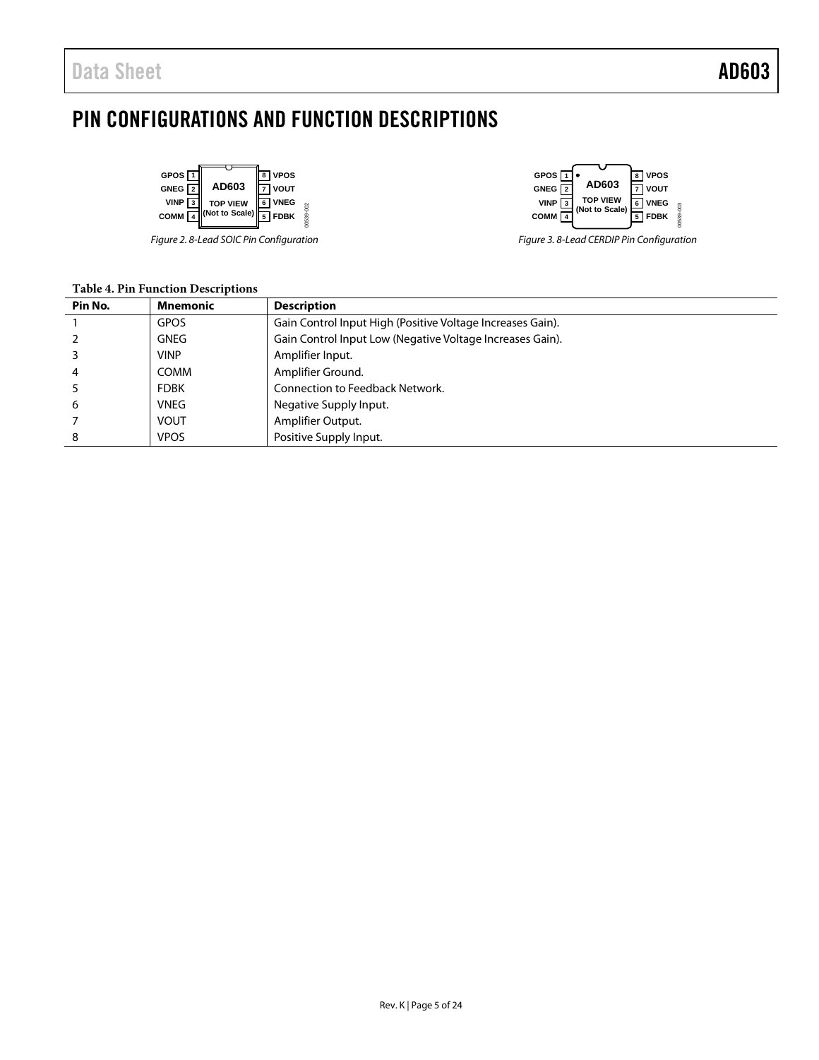# PIN CONFIGURATIONS AND FUNCTION DESCRIPTIONS

Figure 2. 8-Lead SOIC Pin Configuration

Figure 3. 8-Lead CERDIP Pin Configuration

**Table 4. Pin Function Descriptions**

| Pin No. | Mnemonic | Description |
|---|---|---|
| 1 | GPOS | Gain Control Input High (Positive Voltage Increases Gain). |
| 2 | GNEG | Gain Control Input Low (Negative Voltage Increases Gain). |
| 3 | VINP | Amplifier Input. |
| 4 | COMM | Amplifier Ground. |
| 5 | FDBK | Connection to Feedback Network. |
| 6 | VNEG | Negative Supply Input. |
| 7 | VOUT | Amplifier Output. |
| 8 | VPOS | Positive Supply Input. |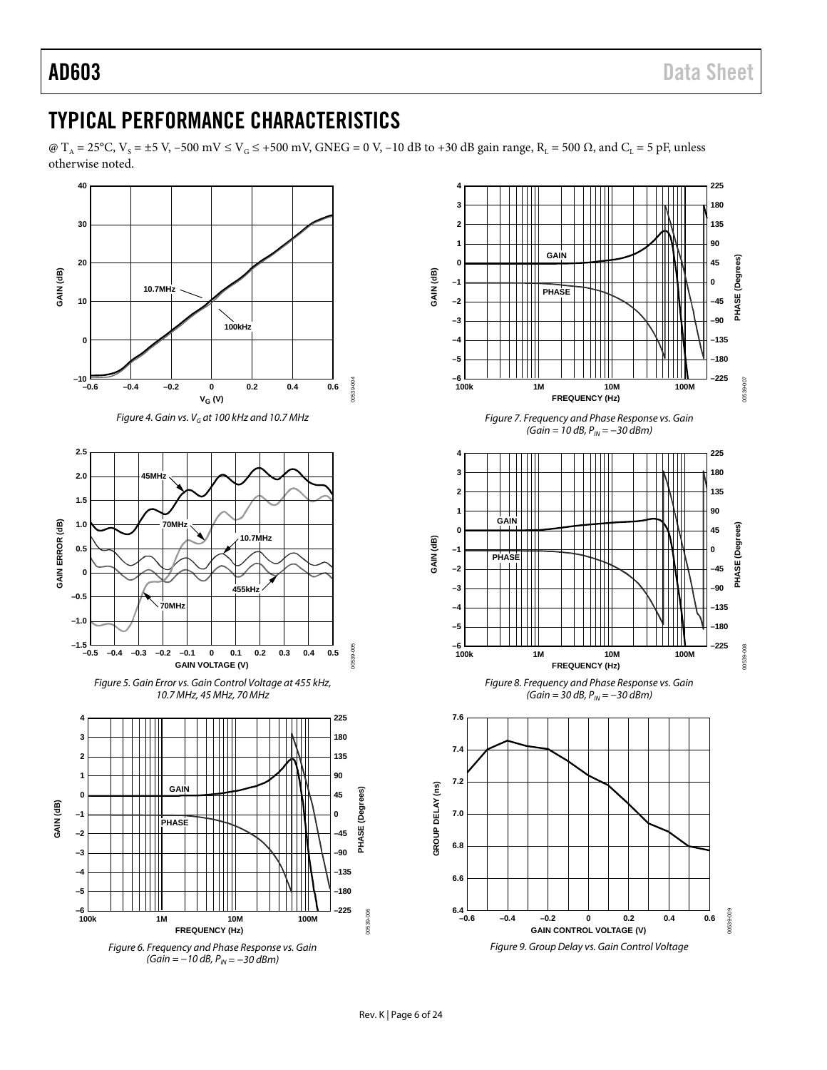## TYPICAL PERFORMANCE CHARACTERISTICS

@ $T_A$ = 25°C, $V_S$ = ±5 V, −500 mV ≤ $V_G$ ≤ +500 mV, GNEG = 0 V, −10 dB to +30 dB gain range, $R_L$ = 500 Ω, and $C_L$ = 5 pF, unless otherwise noted.

*Figure 4. Gain vs. $V_G$ at 100 kHz and 10.7 MHz*

*Figure 5. Gain Error vs. Gain Control Voltage at 455 kHz, 10.7 MHz, 45 MHz, 70 MHz*

*Figure 6. Frequency and Phase Response vs. Gain (Gain = −10 dB, $P_{IN}$ = −30 dBm)*

*Figure 7. Frequency and Phase Response vs. Gain (Gain = 10 dB, $P_{IN}$ = −30 dBm)*

*Figure 8. Frequency and Phase Response vs. Gain (Gain = 30 dB, $P_{IN}$ = −30 dBm)*

*Figure 9. Group Delay vs. Gain Control Voltage*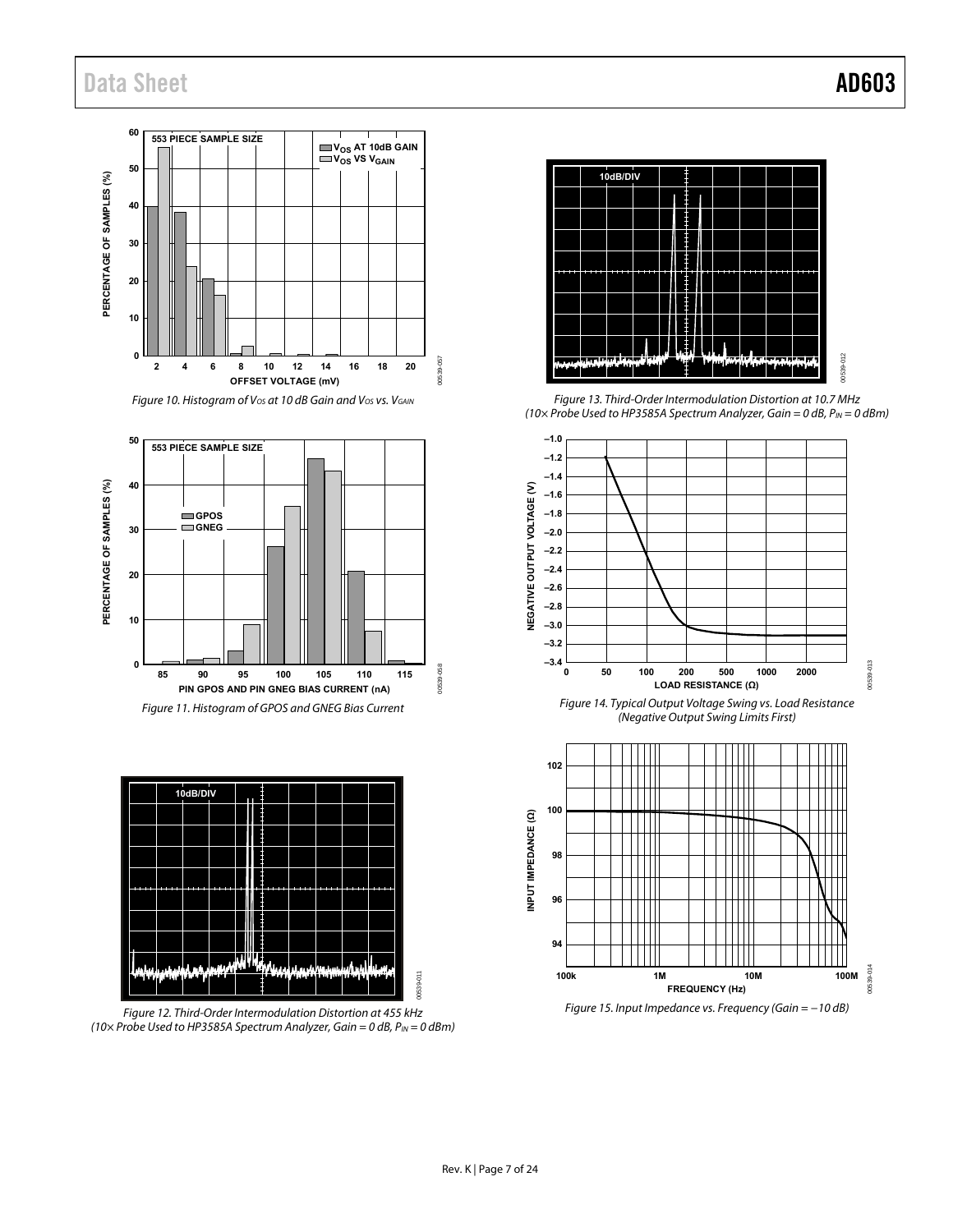Figure 10. Histogram of $V_{OS}$ at 10 dB Gain and $V_{OS}$ vs. $V_{GAIN}$

Figure 11. Histogram of GPOS and GNEG Bias Current

Figure 12. Third-Order Intermodulation Distortion at 455 kHz (10× Probe Used to HP3585A Spectrum Analyzer, Gain = 0 dB, $P_{IN}$ = 0 dBm)

Figure 13. Third-Order Intermodulation Distortion at 10.7 MHz (10× Probe Used to HP3585A Spectrum Analyzer, Gain = 0 dB, $P_{IN}$ = 0 dBm)

Figure 14. Typical Output Voltage Swing vs. Load Resistance (Negative Output Swing Limits First)

Figure 15. Input Impedance vs. Frequency (Gain = −10 dB)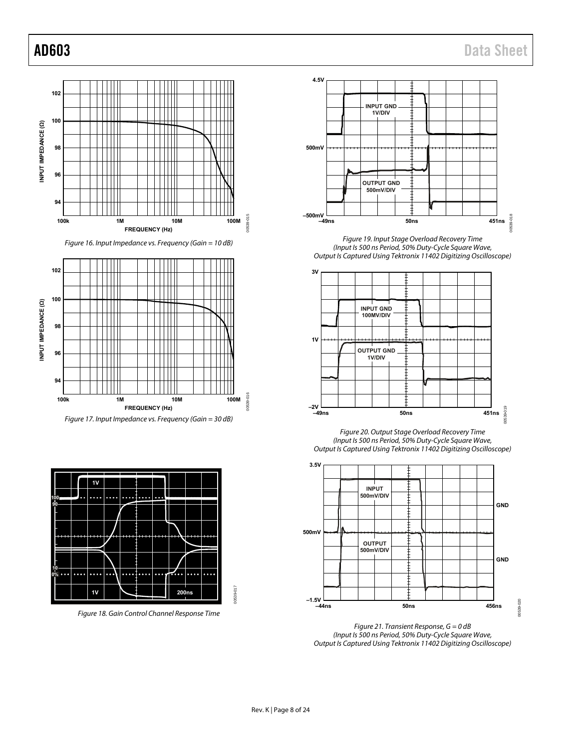Figure 16. Input Impedance vs. Frequency (Gain = 10 dB)

Figure 17. Input Impedance vs. Frequency (Gain = 30 dB)

Figure 18. Gain Control Channel Response Time

Figure 19. Input Stage Overload Recovery Time (Input Is 500 ns Period, 50% Duty-Cycle Square Wave, Output Is Captured Using Tektronix 11402 Digitizing Oscilloscope)

Figure 20. Output Stage Overload Recovery Time (Input Is 500 ns Period, 50% Duty-Cycle Square Wave, Output Is Captured Using Tektronix 11402 Digitizing Oscilloscope)

Figure 21. Transient Response, G = 0 dB (Input Is 500 ns Period, 50% Duty-Cycle Square Wave, Output Is Captured Using Tektronix 11402 Digitizing Oscilloscope)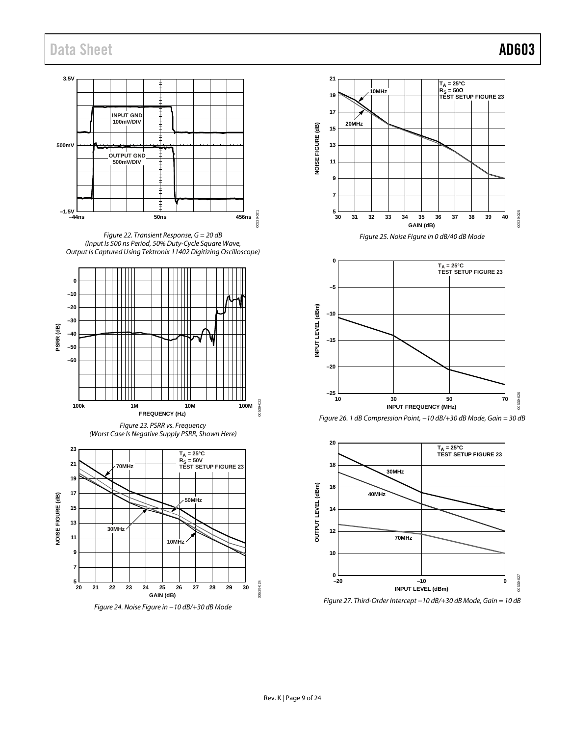Figure 22. Transient Response, G = 20 dB (Input Is 500 ns Period, 50% Duty-Cycle Square Wave, Output Is Captured Using Tektronix 11402 Digitizing Oscilloscope)

Figure 23. PSRR vs. Frequency (Worst Case Is Negative Supply PSRR, Shown Here)

Figure 24. Noise Figure in −10 dB/+30 dB Mode

Figure 25. Noise Figure in 0 dB/40 dB Mode

Figure 26. 1 dB Compression Point, −10 dB/+30 dB Mode, Gain = 30 dB

Figure 27. Third-Order Intercept −10 dB/+30 dB Mode, Gain = 10 dB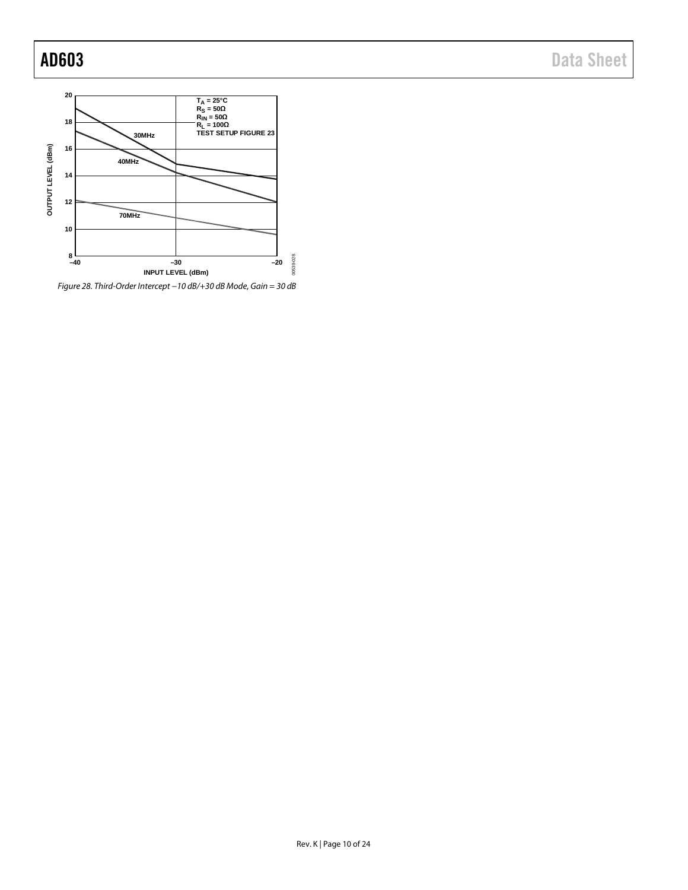Figure 28. Third-Order Intercept −10 dB/+30 dB Mode, Gain = 30 dB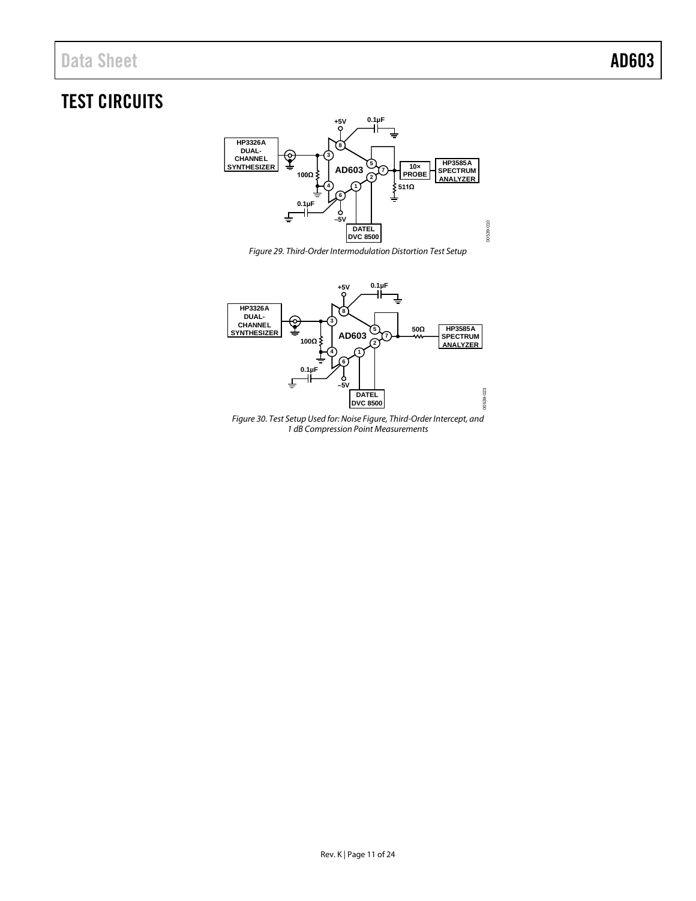## TEST CIRCUITS

*Figure 29. Third-Order Intermodulation Distortion Test Setup*

*Figure 30. Test Setup Used for: Noise Figure, Third-Order Intercept, and 1 dB Compression Point Measurements*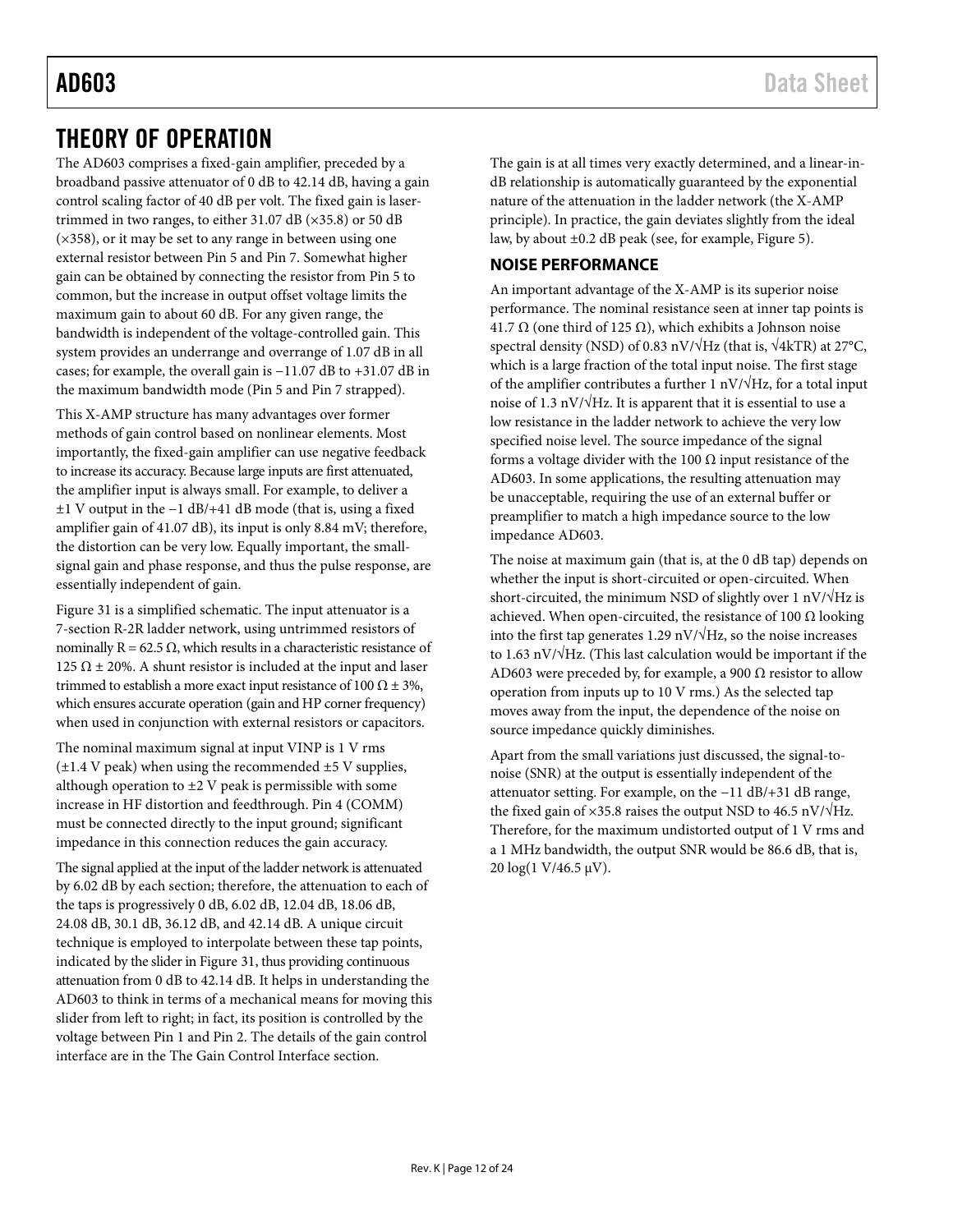# THEORY OF OPERATION

The AD603 comprises a fixed-gain amplifier, preceded by a broadband passive attenuator of 0 dB to 42.14 dB, having a gain control scaling factor of 40 dB per volt. The fixed gain is laser-trimmed in two ranges, to either 31.07 dB (×35.8) or 50 dB (×358), or it may be set to any range in between using one external resistor between Pin 5 and Pin 7. Somewhat higher gain can be obtained by connecting the resistor from Pin 5 to common, but the increase in output offset voltage limits the maximum gain to about 60 dB. For any given range, the bandwidth is independent of the voltage-controlled gain. This system provides an underrange and overrange of 1.07 dB in all cases; for example, the overall gain is −11.07 dB to +31.07 dB in the maximum bandwidth mode (Pin 5 and Pin 7 strapped).

This X-AMP structure has many advantages over former methods of gain control based on nonlinear elements. Most importantly, the fixed-gain amplifier can use negative feedback to increase its accuracy. Because large inputs are first attenuated, the amplifier input is always small. For example, to deliver a ±1 V output in the −1 dB/+41 dB mode (that is, using a fixed amplifier gain of 41.07 dB), its input is only 8.84 mV; therefore, the distortion can be very low. Equally important, the small-signal gain and phase response, and thus the pulse response, are essentially independent of gain.

Figure 31 is a simplified schematic. The input attenuator is a 7-section R-2R ladder network, using untrimmed resistors of nominally R = 62.5 Ω, which results in a characteristic resistance of 125 Ω ± 20%. A shunt resistor is included at the input and laser trimmed to establish a more exact input resistance of 100 Ω ± 3%, which ensures accurate operation (gain and HP corner frequency) when used in conjunction with external resistors or capacitors.

The nominal maximum signal at input VINP is 1 V rms (±1.4 V peak) when using the recommended ±5 V supplies, although operation to ±2 V peak is permissible with some increase in HF distortion and feedthrough. Pin 4 (COMM) must be connected directly to the input ground; significant impedance in this connection reduces the gain accuracy.

The signal applied at the input of the ladder network is attenuated by 6.02 dB by each section; therefore, the attenuation to each of the taps is progressively 0 dB, 6.02 dB, 12.04 dB, 18.06 dB, 24.08 dB, 30.1 dB, 36.12 dB, and 42.14 dB. A unique circuit technique is employed to interpolate between these tap points, indicated by the slider in Figure 31, thus providing continuous attenuation from 0 dB to 42.14 dB. It helps in understanding the AD603 to think in terms of a mechanical means for moving this slider from left to right; in fact, its position is controlled by the voltage between Pin 1 and Pin 2. The details of the gain control interface are in the The Gain Control Interface section.

The gain is at all times very exactly determined, and a linear-in-dB relationship is automatically guaranteed by the exponential nature of the attenuation in the ladder network (the X-AMP principle). In practice, the gain deviates slightly from the ideal law, by about ±0.2 dB peak (see, for example, Figure 5).

## NOISE PERFORMANCE

An important advantage of the X-AMP is its superior noise performance. The nominal resistance seen at inner tap points is 41.7 Ω (one third of 125 Ω), which exhibits a Johnson noise spectral density (NSD) of 0.83 nV/√Hz (that is, $\sqrt{4kTR}$) at 27°C, which is a large fraction of the total input noise. The first stage of the amplifier contributes a further 1 nV/√Hz, for a total input noise of 1.3 nV/√Hz. It is apparent that it is essential to use a low resistance in the ladder network to achieve the very low specified noise level. The source impedance of the signal forms a voltage divider with the 100 Ω input resistance of the AD603. In some applications, the resulting attenuation may be unacceptable, requiring the use of an external buffer or preamplifier to match a high impedance source to the low impedance AD603.

The noise at maximum gain (that is, at the 0 dB tap) depends on whether the input is short-circuited or open-circuited. When short-circuited, the minimum NSD of slightly over 1 nV/√Hz is achieved. When open-circuited, the resistance of 100 Ω looking into the first tap generates 1.29 nV/√Hz, so the noise increases to 1.63 nV/√Hz. (This last calculation would be important if the AD603 were preceded by, for example, a 900 Ω resistor to allow operation from inputs up to 10 V rms.) As the selected tap moves away from the input, the dependence of the noise on source impedance quickly diminishes.

Apart from the small variations just discussed, the signal-to-noise (SNR) at the output is essentially independent of the attenuator setting. For example, on the −11 dB/+31 dB range, the fixed gain of ×35.8 raises the output NSD to 46.5 nV/√Hz. Therefore, for the maximum undistorted output of 1 V rms and a 1 MHz bandwidth, the output SNR would be 86.6 dB, that is, 20 log(1 V/46.5 μV).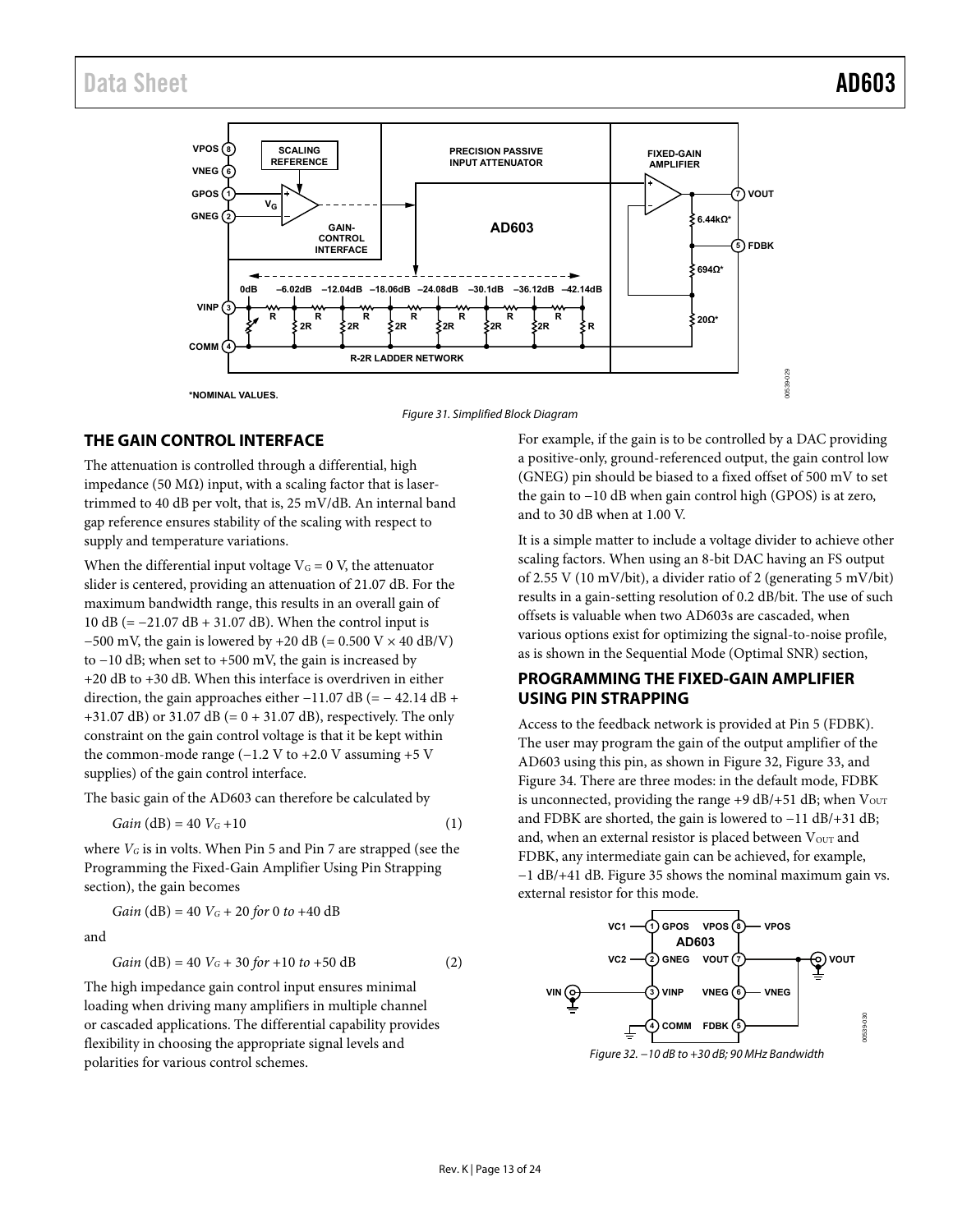Figure 31. Simplified Block Diagram

## THE GAIN CONTROL INTERFACE

The attenuation is controlled through a differential, high impedance (50 MΩ) input, with a scaling factor that is laser-trimmed to 40 dB per volt, that is, 25 mV/dB. An internal band gap reference ensures stability of the scaling with respect to supply and temperature variations.

When the differential input voltage $V_G = 0$ V, the attenuator slider is centered, providing an attenuation of 21.07 dB. For the maximum bandwidth range, this results in an overall gain of 10 dB (= −21.07 dB + 31.07 dB). When the control input is −500 mV, the gain is lowered by +20 dB (= 0.500 V × 40 dB/V) to −10 dB; when set to +500 mV, the gain is increased by +20 dB to +30 dB. When this interface is overdriven in either direction, the gain approaches either −11.07 dB (= − 42.14 dB + +31.07 dB) or 31.07 dB (= 0 + 31.07 dB), respectively. The only constraint on the gain control voltage is that it be kept within the common-mode range (−1.2 V to +2.0 V assuming +5 V supplies) of the gain control interface.

The basic gain of the AD603 can therefore be calculated by

$$Gain\ (\text{dB}) = 40\ V_G + 10 \tag{1}$$

where $V_G$ is in volts. When Pin 5 and Pin 7 are strapped (see the Programming the Fixed-Gain Amplifier Using Pin Strapping section), the gain becomes

$$Gain\ (\text{dB}) = 40\ V_G + 20 \text{ for } 0 \text{ to } +40 \text{ dB}$$

and

$$Gain\ (\text{dB}) = 40\ V_G + 30 \text{ for } +10 \text{ to } +50 \text{ dB} \tag{2}$$

The high impedance gain control input ensures minimal loading when driving many amplifiers in multiple channel or cascaded applications. The differential capability provides flexibility in choosing the appropriate signal levels and polarities for various control schemes.

For example, if the gain is to be controlled by a DAC providing a positive-only, ground-referenced output, the gain control low (GNEG) pin should be biased to a fixed offset of 500 mV to set the gain to −10 dB when gain control high (GPOS) is at zero, and to 30 dB when at 1.00 V.

It is a simple matter to include a voltage divider to achieve other scaling factors. When using an 8-bit DAC having an FS output of 2.55 V (10 mV/bit), a divider ratio of 2 (generating 5 mV/bit) results in a gain-setting resolution of 0.2 dB/bit. The use of such offsets is valuable when two AD603s are cascaded, when various options exist for optimizing the signal-to-noise profile, as is shown in the Sequential Mode (Optimal SNR) section,

## PROGRAMMING THE FIXED-GAIN AMPLIFIER USING PIN STRAPPING

Access to the feedback network is provided at Pin 5 (FDBK). The user may program the gain of the output amplifier of the AD603 using this pin, as shown in Figure 32, Figure 33, and Figure 34. There are three modes: in the default mode, FDBK is unconnected, providing the range +9 dB/+51 dB; when $V_{OUT}$ and FDBK are shorted, the gain is lowered to −11 dB/+31 dB; and, when an external resistor is placed between $V_{OUT}$ and FDBK, any intermediate gain can be achieved, for example, −1 dB/+41 dB. Figure 35 shows the nominal maximum gain vs. external resistor for this mode.

Figure 32. −10 dB to +30 dB; 90 MHz Bandwidth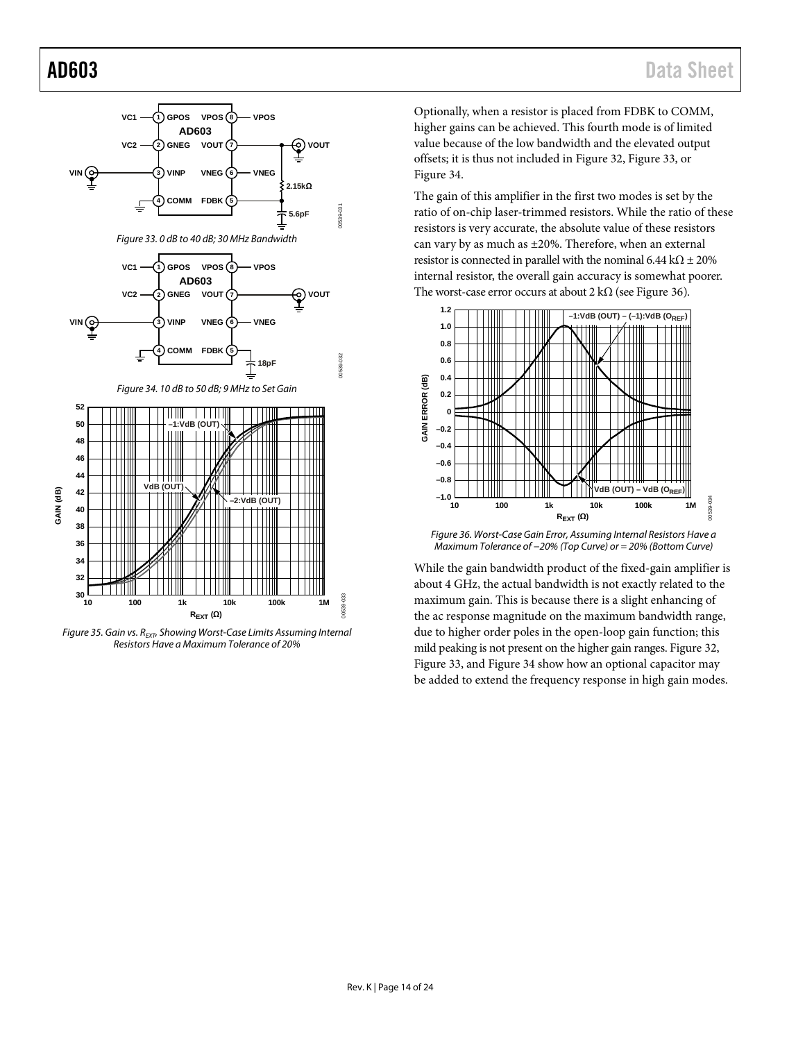Figure 33. 0 dB to 40 dB; 30 MHz Bandwidth

Figure 34. 10 dB to 50 dB; 9 MHz to Set Gain

Figure 35. Gain vs. $R_{EXT}$, Showing Worst-Case Limits Assuming Internal Resistors Have a Maximum Tolerance of 20%

Optionally, when a resistor is placed from FDBK to COMM, higher gains can be achieved. This fourth mode is of limited value because of the low bandwidth and the elevated output offsets; it is thus not included in Figure 32, Figure 33, or Figure 34.

The gain of this amplifier in the first two modes is set by the ratio of on-chip laser-trimmed resistors. While the ratio of these resistors is very accurate, the absolute value of these resistors can vary by as much as ±20%. Therefore, when an external resistor is connected in parallel with the nominal 6.44 kΩ ± 20% internal resistor, the overall gain accuracy is somewhat poorer. The worst-case error occurs at about 2 kΩ (see Figure 36).

Figure 36. Worst-Case Gain Error, Assuming Internal Resistors Have a Maximum Tolerance of −20% (Top Curve) or = 20% (Bottom Curve)

While the gain bandwidth product of the fixed-gain amplifier is about 4 GHz, the actual bandwidth is not exactly related to the maximum gain. This is because there is a slight enhancing of the ac response magnitude on the maximum bandwidth range, due to higher order poles in the open-loop gain function; this mild peaking is not present on the higher gain ranges. Figure 32, Figure 33, and Figure 34 show how an optional capacitor may be added to extend the frequency response in high gain modes.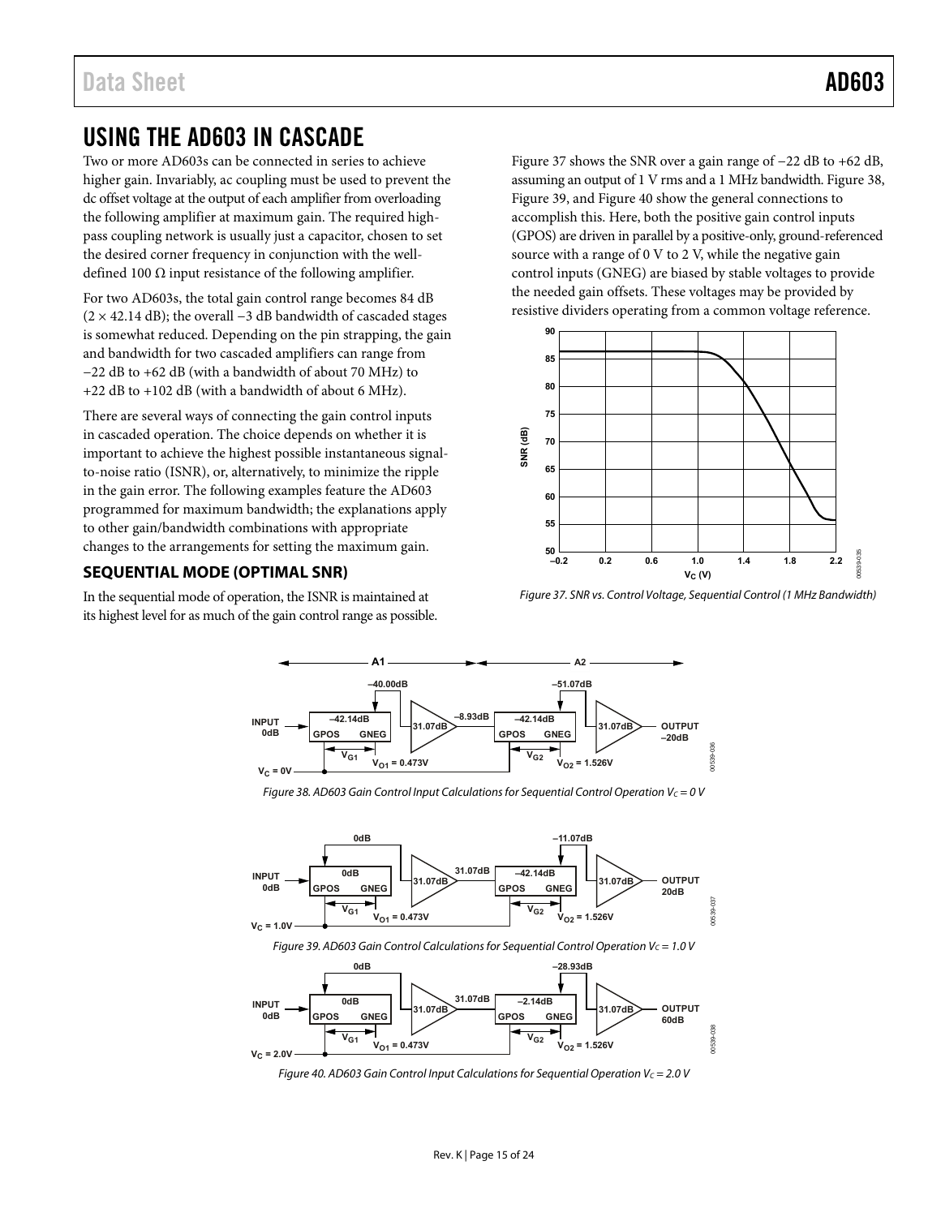# USING THE AD603 IN CASCADE

Two or more AD603s can be connected in series to achieve higher gain. Invariably, ac coupling must be used to prevent the dc offset voltage at the output of each amplifier from overloading the following amplifier at maximum gain. The required high-pass coupling network is usually just a capacitor, chosen to set the desired corner frequency in conjunction with the well-defined 100 Ω input resistance of the following amplifier.

For two AD603s, the total gain control range becomes 84 dB (2 × 42.14 dB); the overall −3 dB bandwidth of cascaded stages is somewhat reduced. Depending on the pin strapping, the gain and bandwidth for two cascaded amplifiers can range from −22 dB to +62 dB (with a bandwidth of about 70 MHz) to +22 dB to +102 dB (with a bandwidth of about 6 MHz).

There are several ways of connecting the gain control inputs in cascaded operation. The choice depends on whether it is important to achieve the highest possible instantaneous signal-to-noise ratio (ISNR), or, alternatively, to minimize the ripple in the gain error. The following examples feature the AD603 programmed for maximum bandwidth; the explanations apply to other gain/bandwidth combinations with appropriate changes to the arrangements for setting the maximum gain.

## SEQUENTIAL MODE (OPTIMAL SNR)

In the sequential mode of operation, the ISNR is maintained at its highest level for as much of the gain control range as possible.

Figure 37 shows the SNR over a gain range of −22 dB to +62 dB, assuming an output of 1 V rms and a 1 MHz bandwidth. Figure 38, Figure 39, and Figure 40 show the general connections to accomplish this. Here, both the positive gain control inputs (GPOS) are driven in parallel by a positive-only, ground-referenced source with a range of 0 V to 2 V, while the negative gain control inputs (GNEG) are biased by stable voltages to provide the needed gain offsets. These voltages may be provided by resistive dividers operating from a common voltage reference.

*Figure 37. SNR vs. Control Voltage, Sequential Control (1 MHz Bandwidth)*

*Figure 38. AD603 Gain Control Input Calculations for Sequential Control Operation $V_C = 0$ V*

*Figure 39. AD603 Gain Control Calculations for Sequential Control Operation $V_C = 1.0$ V*

*Figure 40. AD603 Gain Control Input Calculations for Sequential Operation $V_C = 2.0$ V*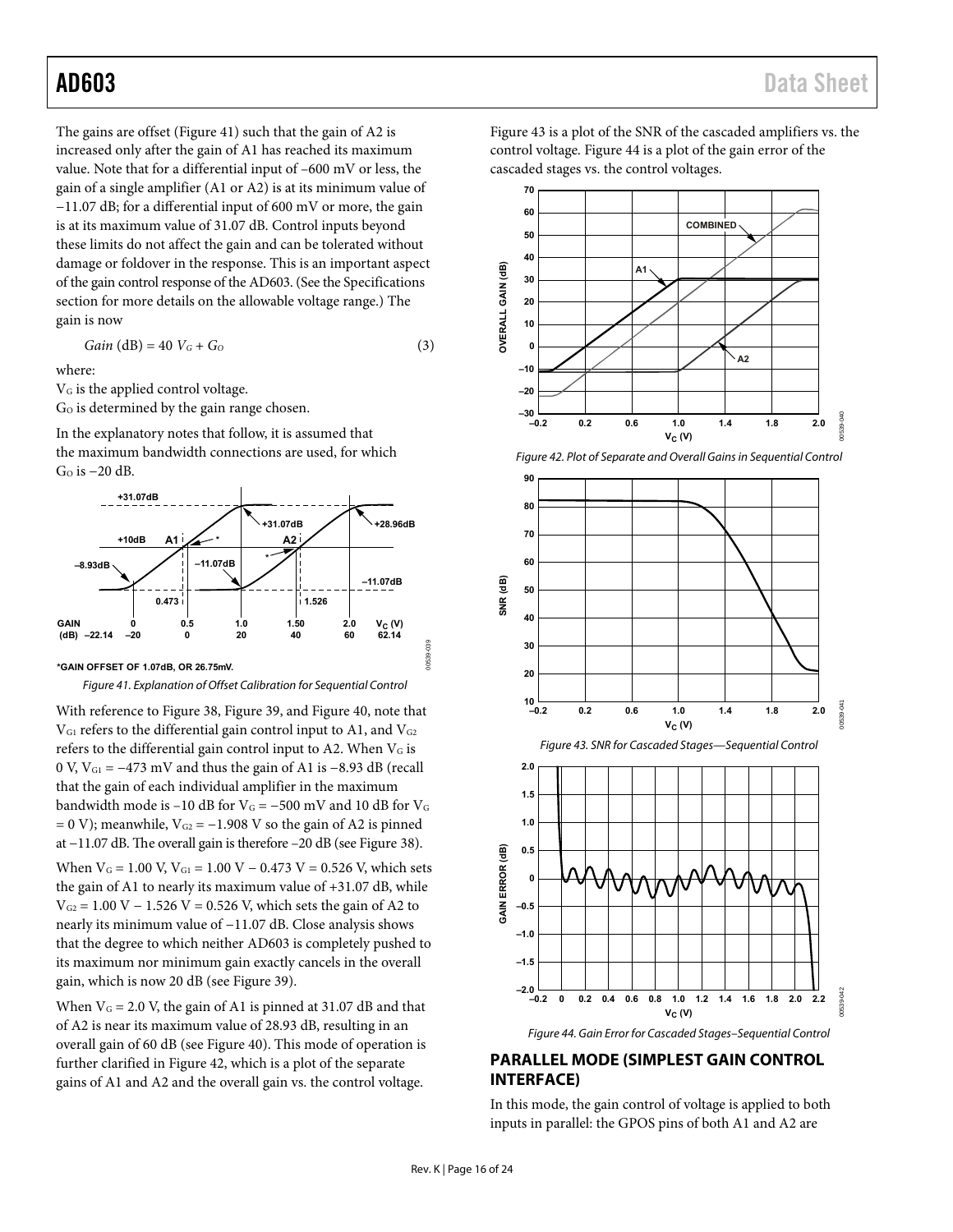The gains are offset (Figure 41) such that the gain of A2 is increased only after the gain of A1 has reached its maximum value. Note that for a differential input of −600 mV or less, the gain of a single amplifier (A1 or A2) is at its minimum value of −11.07 dB; for a differential input of 600 mV or more, the gain is at its maximum value of 31.07 dB. Control inputs beyond these limits do not affect the gain and can be tolerated without damage or foldover in the response. This is an important aspect of the gain control response of the AD603. (See the Specifications section for more details on the allowable voltage range.) The gain is now

$$Gain\ (\text{dB}) = 40\ V_G + G_O \quad (3)$$

where:

$V_G$ is the applied control voltage.

$G_O$ is determined by the gain range chosen.

In the explanatory notes that follow, it is assumed that the maximum bandwidth connections are used, for which $G_O$ is −20 dB.

*GAIN OFFSET OF 1.07dB, OR 26.75mV.

Figure 41. Explanation of Offset Calibration for Sequential Control

With reference to Figure 38, Figure 39, and Figure 40, note that $V_{G1}$ refers to the differential gain control input to A1, and $V_{G2}$ refers to the differential gain control input to A2. When $V_G$ is 0 V, $V_{G1}$ = −473 mV and thus the gain of A1 is −8.93 dB (recall that the gain of each individual amplifier in the maximum bandwidth mode is −10 dB for $V_G$ = −500 mV and 10 dB for $V_G$ = 0 V); meanwhile, $V_{G2}$ = −1.908 V so the gain of A2 is pinned at −11.07 dB. The overall gain is therefore −20 dB (see Figure 38).

When $V_G$ = 1.00 V, $V_{G1}$ = 1.00 V − 0.473 V = 0.526 V, which sets the gain of A1 to nearly its maximum value of +31.07 dB, while $V_{G2}$ = 1.00 V − 1.526 V = 0.526 V, which sets the gain of A2 to nearly its minimum value of −11.07 dB. Close analysis shows that the degree to which neither AD603 is completely pushed to its maximum nor minimum gain exactly cancels in the overall gain, which is now 20 dB (see Figure 39).

When $V_G$ = 2.0 V, the gain of A1 is pinned at 31.07 dB and that of A2 is near its maximum value of 28.93 dB, resulting in an overall gain of 60 dB (see Figure 40). This mode of operation is further clarified in Figure 42, which is a plot of the separate gains of A1 and A2 and the overall gain vs. the control voltage.

Figure 43 is a plot of the SNR of the cascaded amplifiers vs. the control voltage. Figure 44 is a plot of the gain error of the cascaded stages vs. the control voltages.

Figure 42. Plot of Separate and Overall Gains in Sequential Control

Figure 43. SNR for Cascaded Stages—Sequential Control

Figure 44. Gain Error for Cascaded Stages–Sequential Control

## PARALLEL MODE (SIMPLEST GAIN CONTROL INTERFACE)

In this mode, the gain control of voltage is applied to both inputs in parallel: the GPOS pins of both A1 and A2 are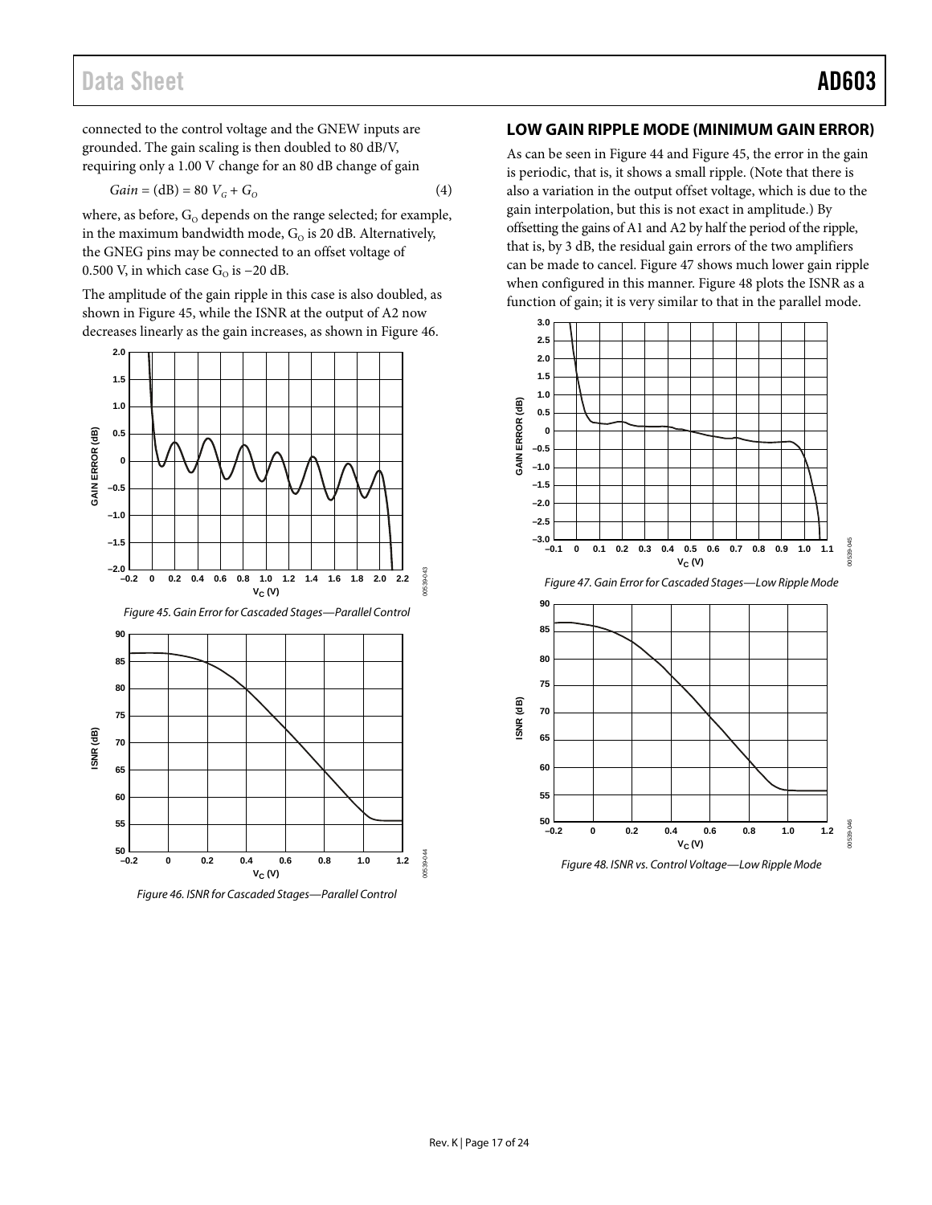connected to the control voltage and the GNEW inputs are grounded. The gain scaling is then doubled to 80 dB/V, requiring only a 1.00 V change for an 80 dB change of gain

$$Gain = (\text{dB}) = 80\ V_G + G_O \tag{4}$$

where, as before, $G_O$ depends on the range selected; for example, in the maximum bandwidth mode, $G_O$ is 20 dB. Alternatively, the GNEG pins may be connected to an offset voltage of 0.500 V, in which case $G_O$ is −20 dB.

The amplitude of the gain ripple in this case is also doubled, as shown in Figure 45, while the ISNR at the output of A2 now decreases linearly as the gain increases, as shown in Figure 46.

*Figure 45. Gain Error for Cascaded Stages—Parallel Control*

*Figure 46. ISNR for Cascaded Stages—Parallel Control*

## LOW GAIN RIPPLE MODE (MINIMUM GAIN ERROR)

As can be seen in Figure 44 and Figure 45, the error in the gain is periodic, that is, it shows a small ripple. (Note that there is also a variation in the output offset voltage, which is due to the gain interpolation, but this is not exact in amplitude.) By offsetting the gains of A1 and A2 by half the period of the ripple, that is, by 3 dB, the residual gain errors of the two amplifiers can be made to cancel. Figure 47 shows much lower gain ripple when configured in this manner. Figure 48 plots the ISNR as a function of gain; it is very similar to that in the parallel mode.

*Figure 47. Gain Error for Cascaded Stages—Low Ripple Mode*

*Figure 48. ISNR vs. Control Voltage—Low Ripple Mode*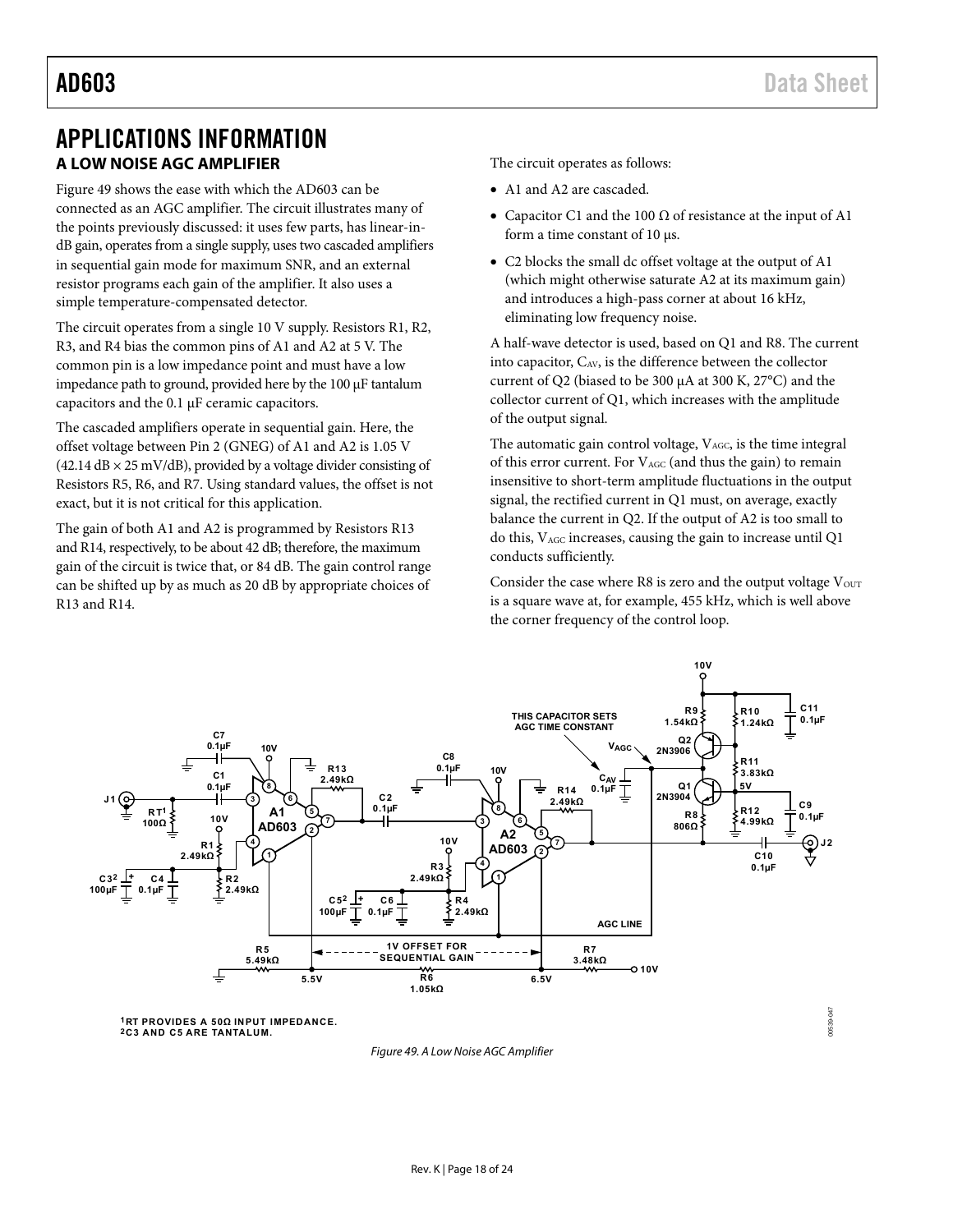# APPLICATIONS INFORMATION

## A LOW NOISE AGC AMPLIFIER

Figure 49 shows the ease with which the AD603 can be connected as an AGC amplifier. The circuit illustrates many of the points previously discussed: it uses few parts, has linear-in-dB gain, operates from a single supply, uses two cascaded amplifiers in sequential gain mode for maximum SNR, and an external resistor programs each gain of the amplifier. It also uses a simple temperature-compensated detector.

The circuit operates from a single 10 V supply. Resistors R1, R2, R3, and R4 bias the common pins of A1 and A2 at 5 V. The common pin is a low impedance point and must have a low impedance path to ground, provided here by the 100 μF tantalum capacitors and the 0.1 μF ceramic capacitors.

The cascaded amplifiers operate in sequential gain. Here, the offset voltage between Pin 2 (GNEG) of A1 and A2 is 1.05 V (42.14 dB × 25 mV/dB), provided by a voltage divider consisting of Resistors R5, R6, and R7. Using standard values, the offset is not exact, but it is not critical for this application.

The gain of both A1 and A2 is programmed by Resistors R13 and R14, respectively, to be about 42 dB; therefore, the maximum gain of the circuit is twice that, or 84 dB. The gain control range can be shifted up by as much as 20 dB by appropriate choices of R13 and R14.

The circuit operates as follows:

- A1 and A2 are cascaded.
- Capacitor C1 and the 100 Ω of resistance at the input of A1 form a time constant of 10 μs.
- C2 blocks the small dc offset voltage at the output of A1 (which might otherwise saturate A2 at its maximum gain) and introduces a high-pass corner at about 16 kHz, eliminating low frequency noise.

A half-wave detector is used, based on Q1 and R8. The current into capacitor, $C_{AV}$, is the difference between the collector current of Q2 (biased to be 300 μA at 300 K, 27°C) and the collector current of Q1, which increases with the amplitude of the output signal.

The automatic gain control voltage, $V_{AGC}$, is the time integral of this error current. For $V_{AGC}$ (and thus the gain) to remain insensitive to short-term amplitude fluctuations in the output signal, the rectified current in Q1 must, on average, exactly balance the current in Q2. If the output of A2 is too small to do this, $V_{AGC}$ increases, causing the gain to increase until Q1 conducts sufficiently.

Consider the case where R8 is zero and the output voltage $V_{OUT}$ is a square wave at, for example, 455 kHz, which is well above the corner frequency of the control loop.

[1]RT PROVIDES A 50Ω INPUT IMPEDANCE.
[2]C3 AND C5 ARE TANTALUM.

*Figure 49. A Low Noise AGC Amplifier*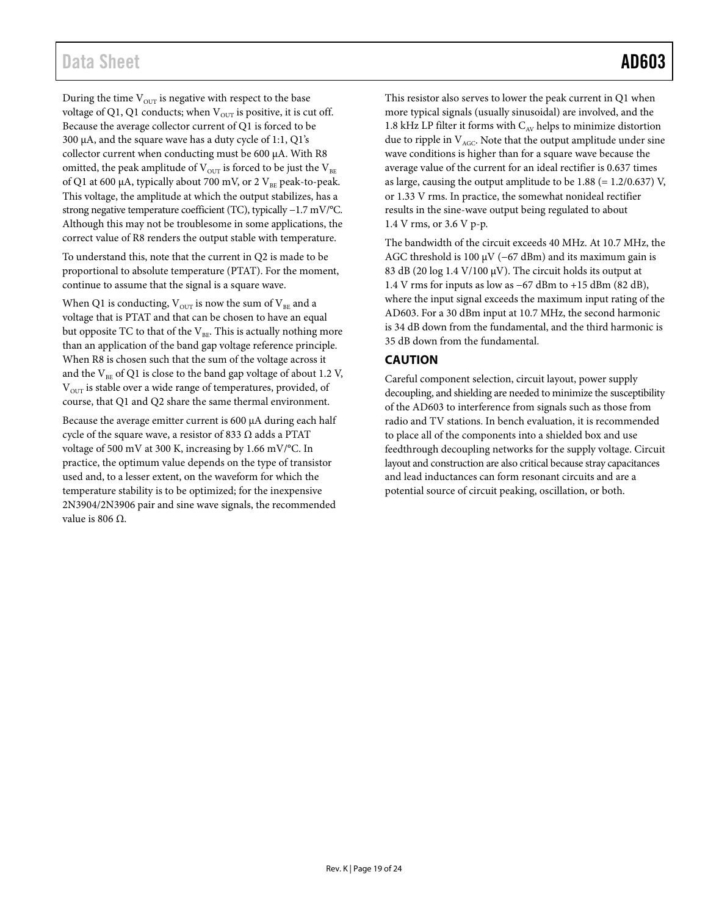During the time $V_{OUT}$ is negative with respect to the base voltage of Q1, Q1 conducts; when $V_{OUT}$ is positive, it is cut off. Because the average collector current of Q1 is forced to be 300 µA, and the square wave has a duty cycle of 1:1, Q1's collector current when conducting must be 600 µA. With R8 omitted, the peak amplitude of $V_{OUT}$ is forced to be just the $V_{BE}$ of Q1 at 600 µA, typically about 700 mV, or 2 $V_{BE}$ peak-to-peak. This voltage, the amplitude at which the output stabilizes, has a strong negative temperature coefficient (TC), typically −1.7 mV/°C. Although this may not be troublesome in some applications, the correct value of R8 renders the output stable with temperature.

To understand this, note that the current in Q2 is made to be proportional to absolute temperature (PTAT). For the moment, continue to assume that the signal is a square wave.

When Q1 is conducting, $V_{OUT}$ is now the sum of $V_{BE}$ and a voltage that is PTAT and that can be chosen to have an equal but opposite TC to that of the $V_{BE}$. This is actually nothing more than an application of the band gap voltage reference principle. When R8 is chosen such that the sum of the voltage across it and the $V_{BE}$ of Q1 is close to the band gap voltage of about 1.2 V, $V_{OUT}$ is stable over a wide range of temperatures, provided, of course, that Q1 and Q2 share the same thermal environment.

Because the average emitter current is 600 µA during each half cycle of the square wave, a resistor of 833 Ω adds a PTAT voltage of 500 mV at 300 K, increasing by 1.66 mV/°C. In practice, the optimum value depends on the type of transistor used and, to a lesser extent, on the waveform for which the temperature stability is to be optimized; for the inexpensive 2N3904/2N3906 pair and sine wave signals, the recommended value is 806 Ω.

This resistor also serves to lower the peak current in Q1 when more typical signals (usually sinusoidal) are involved, and the 1.8 kHz LP filter it forms with $C_{AV}$ helps to minimize distortion due to ripple in $V_{AGC}$. Note that the output amplitude under sine wave conditions is higher than for a square wave because the average value of the current for an ideal rectifier is 0.637 times as large, causing the output amplitude to be 1.88 (= 1.2/0.637) V, or 1.33 V rms. In practice, the somewhat nonideal rectifier results in the sine-wave output being regulated to about 1.4 V rms, or 3.6 V p-p.

The bandwidth of the circuit exceeds 40 MHz. At 10.7 MHz, the AGC threshold is 100 µV (−67 dBm) and its maximum gain is 83 dB (20 log 1.4 V/100 µV). The circuit holds its output at 1.4 V rms for inputs as low as −67 dBm to +15 dBm (82 dB), where the input signal exceeds the maximum input rating of the AD603. For a 30 dBm input at 10.7 MHz, the second harmonic is 34 dB down from the fundamental, and the third harmonic is 35 dB down from the fundamental.

## CAUTION

Careful component selection, circuit layout, power supply decoupling, and shielding are needed to minimize the susceptibility of the AD603 to interference from signals such as those from radio and TV stations. In bench evaluation, it is recommended to place all of the components into a shielded box and use feedthrough decoupling networks for the supply voltage. Circuit layout and construction are also critical because stray capacitances and lead inductances can form resonant circuits and are a potential source of circuit peaking, oscillation, or both.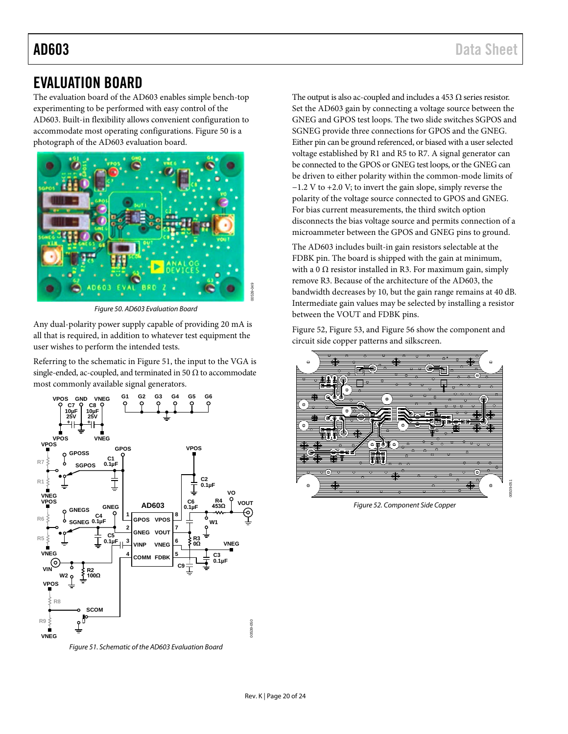# EVALUATION BOARD

The evaluation board of the AD603 enables simple bench-top experimenting to be performed with easy control of the AD603. Built-in flexibility allows convenient configuration to accommodate most operating configurations. Figure 50 is a photograph of the AD603 evaluation board.

*Figure 50. AD603 Evaluation Board*

Any dual-polarity power supply capable of providing 20 mA is all that is required, in addition to whatever test equipment the user wishes to perform the intended tests.

Referring to the schematic in Figure 51, the input to the VGA is single-ended, ac-coupled, and terminated in 50 Ω to accommodate most commonly available signal generators.

*Figure 51. Schematic of the AD603 Evaluation Board*

The output is also ac-coupled and includes a 453 Ω series resistor. Set the AD603 gain by connecting a voltage source between the GNEG and GPOS test loops. The two slide switches SGPOS and SGNEG provide three connections for GPOS and the GNEG. Either pin can be ground referenced, or biased with a user selected voltage established by R1 and R5 to R7. A signal generator can be connected to the GPOS or GNEG test loops, or the GNEG can be driven to either polarity within the common-mode limits of −1.2 V to +2.0 V; to invert the gain slope, simply reverse the polarity of the voltage source connected to GPOS and GNEG. For bias current measurements, the third switch option disconnects the bias voltage source and permits connection of a microammeter between the GPOS and GNEG pins to ground.

The AD603 includes built-in gain resistors selectable at the FDBK pin. The board is shipped with the gain at minimum, with a 0 Ω resistor installed in R3. For maximum gain, simply remove R3. Because of the architecture of the AD603, the bandwidth decreases by 10, but the gain range remains at 40 dB. Intermediate gain values may be selected by installing a resistor between the VOUT and FDBK pins.

Figure 52, Figure 53, and Figure 56 show the component and circuit side copper patterns and silkscreen.

*Figure 52. Component Side Copper*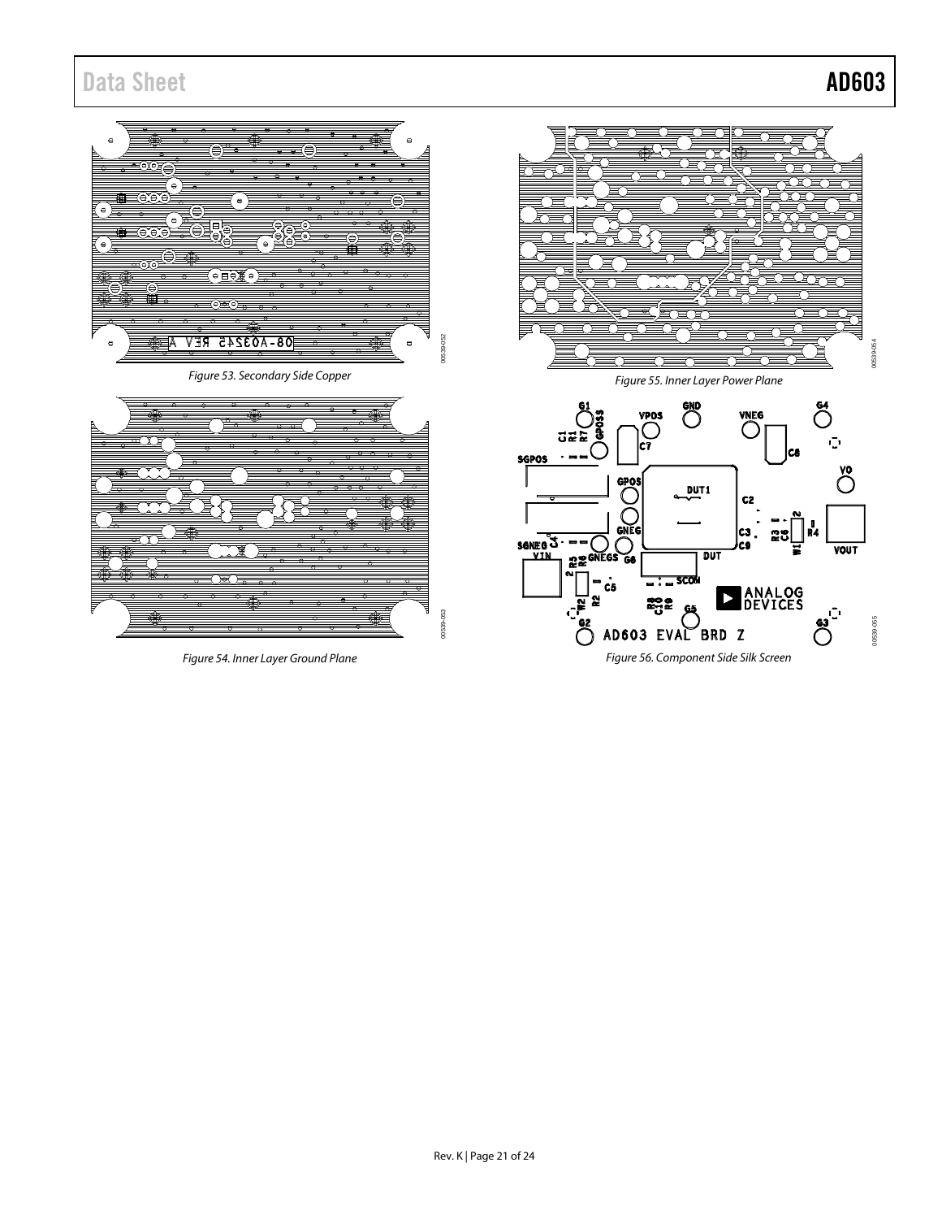Figure 53. Secondary Side Copper

Figure 54. Inner Layer Ground Plane

Figure 55. Inner Layer Power Plane

Figure 56. Component Side Silk Screen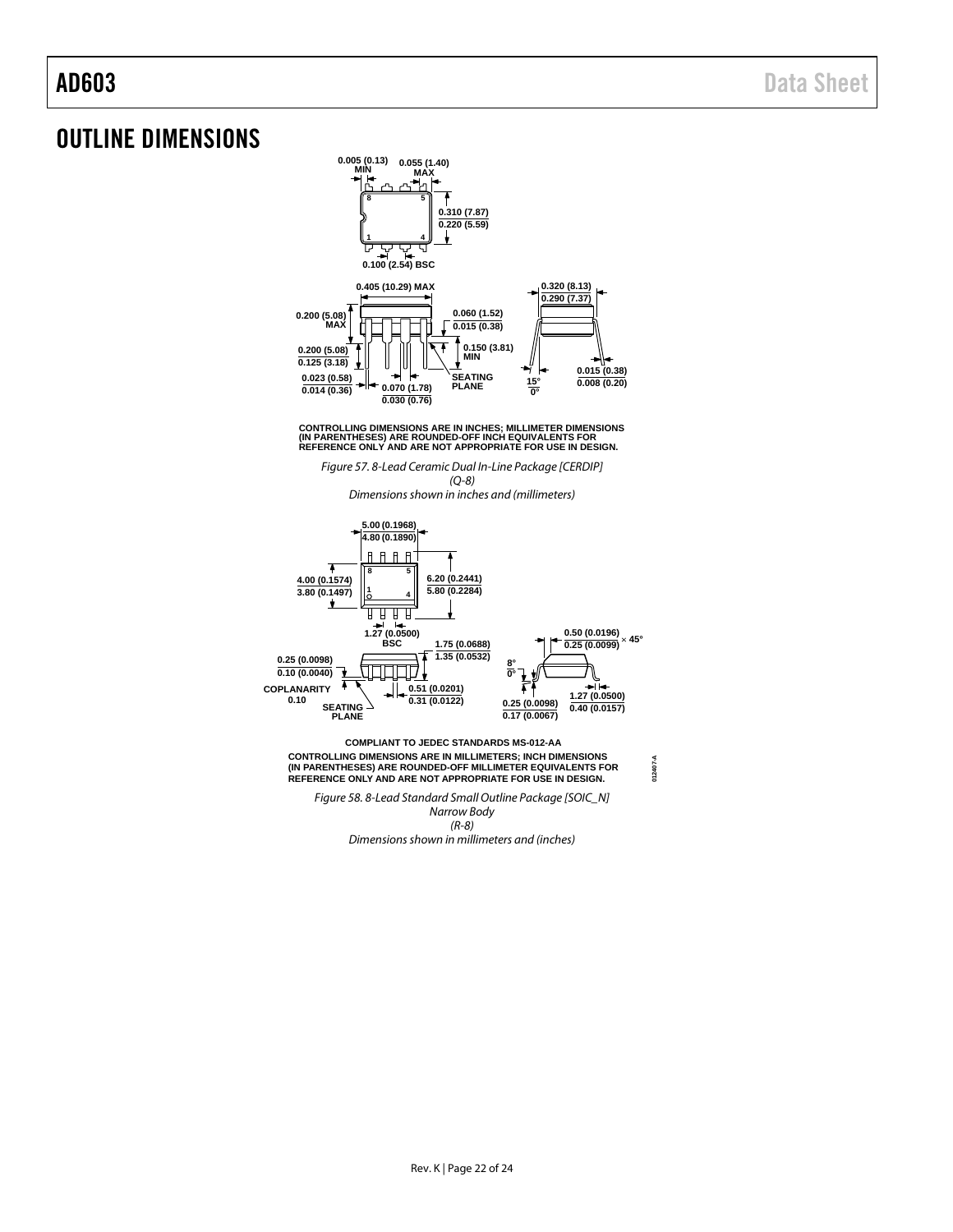# OUTLINE DIMENSIONS

CONTROLLING DIMENSIONS ARE IN INCHES; MILLIMETER DIMENSIONS (IN PARENTHESES) ARE ROUNDED-OFF INCH EQUIVALENTS FOR REFERENCE ONLY AND ARE NOT APPROPRIATE FOR USE IN DESIGN.

*Figure 57. 8-Lead Ceramic Dual In-Line Package [CERDIP] (Q-8) Dimensions shown in inches and (millimeters)*

COMPLIANT TO JEDEC STANDARDS MS-012-AA

CONTROLLING DIMENSIONS ARE IN MILLIMETERS; INCH DIMENSIONS (IN PARENTHESES) ARE ROUNDED-OFF MILLIMETER EQUIVALENTS FOR REFERENCE ONLY AND ARE NOT APPROPRIATE FOR USE IN DESIGN.

*Figure 58. 8-Lead Standard Small Outline Package [SOIC_N] Narrow Body (R-8) Dimensions shown in millimeters and (inches)*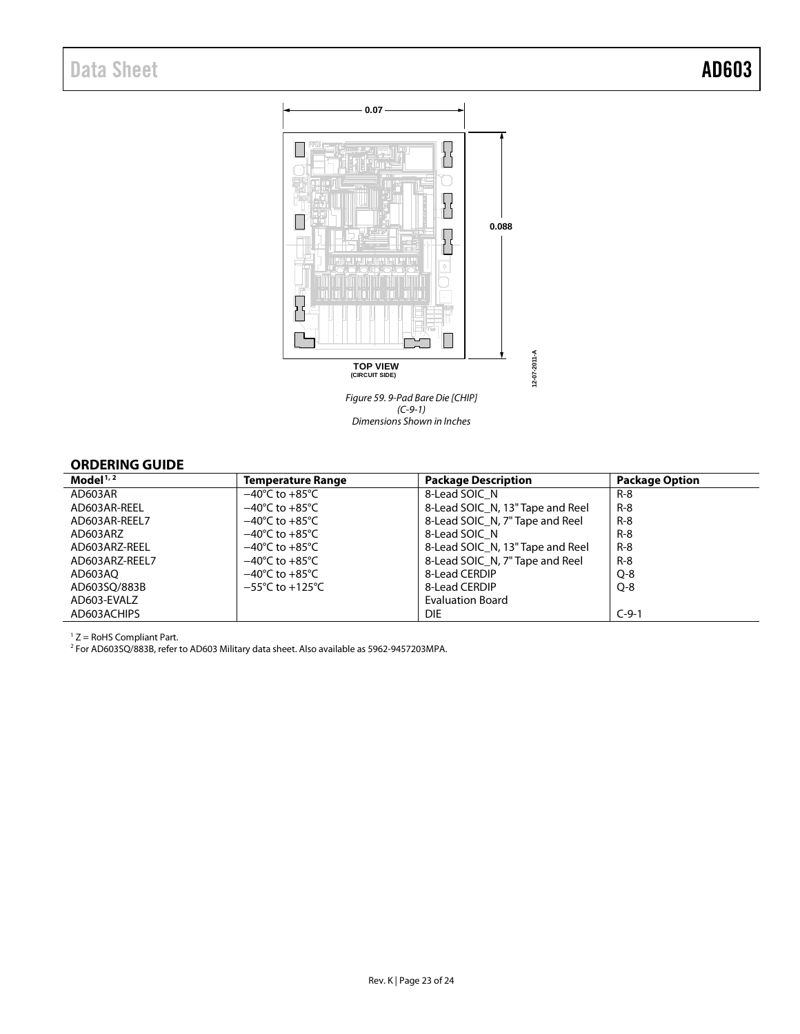0.07

0.088

TOP VIEW
(CIRCUIT SIDE)

12-07-2011-A

*Figure 59. 9-Pad Bare Die [CHIP]*
*(C-9-1)*
*Dimensions Shown in Inches*

## ORDERING GUIDE

| Model[1, 2] | Temperature Range | Package Description | Package Option |
|---|---|---|---|
| AD603AR | −40°C to +85°C | 8-Lead SOIC_N | R-8 |
| AD603AR-REEL | −40°C to +85°C | 8-Lead SOIC_N, 13" Tape and Reel | R-8 |
| AD603AR-REEL7 | −40°C to +85°C | 8-Lead SOIC_N, 7" Tape and Reel | R-8 |
| AD603ARZ | −40°C to +85°C | 8-Lead SOIC_N | R-8 |
| AD603ARZ-REEL | −40°C to +85°C | 8-Lead SOIC_N, 13" Tape and Reel | R-8 |
| AD603ARZ-REEL7 | −40°C to +85°C | 8-Lead SOIC_N, 7" Tape and Reel | R-8 |
| AD603AQ | −40°C to +85°C | 8-Lead CERDIP | Q-8 |
| AD603SQ/883B | −55°C to +125°C | 8-Lead CERDIP | Q-8 |
| AD603-EVALZ | | Evaluation Board | |
| AD603ACHIPS | | DIE | C-9-1 |

[1] Z = RoHS Compliant Part.
[2] For AD603SQ/883B, refer to AD603 Military data sheet. Also available as 5962-9457203MPA.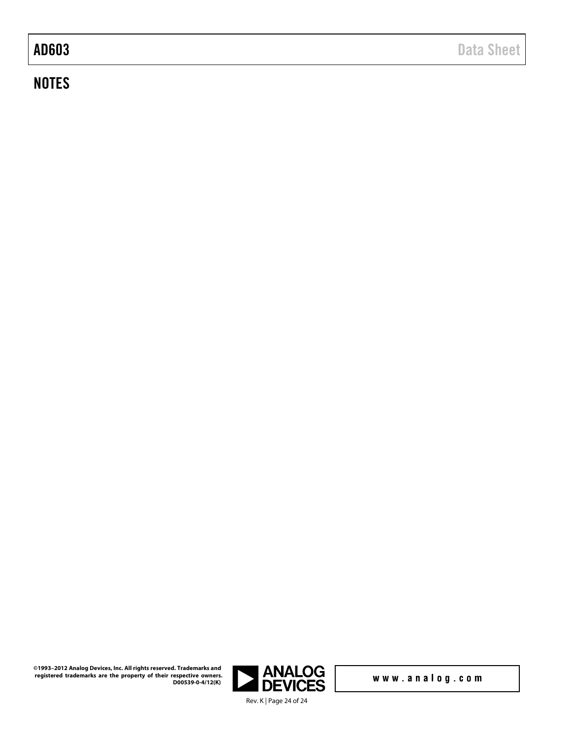## NOTES

©1993–2012 Analog Devices, Inc. All rights reserved. Trademarks and registered trademarks are the property of their respective owners.
D00539-0-4/12(K)

www.analog.com